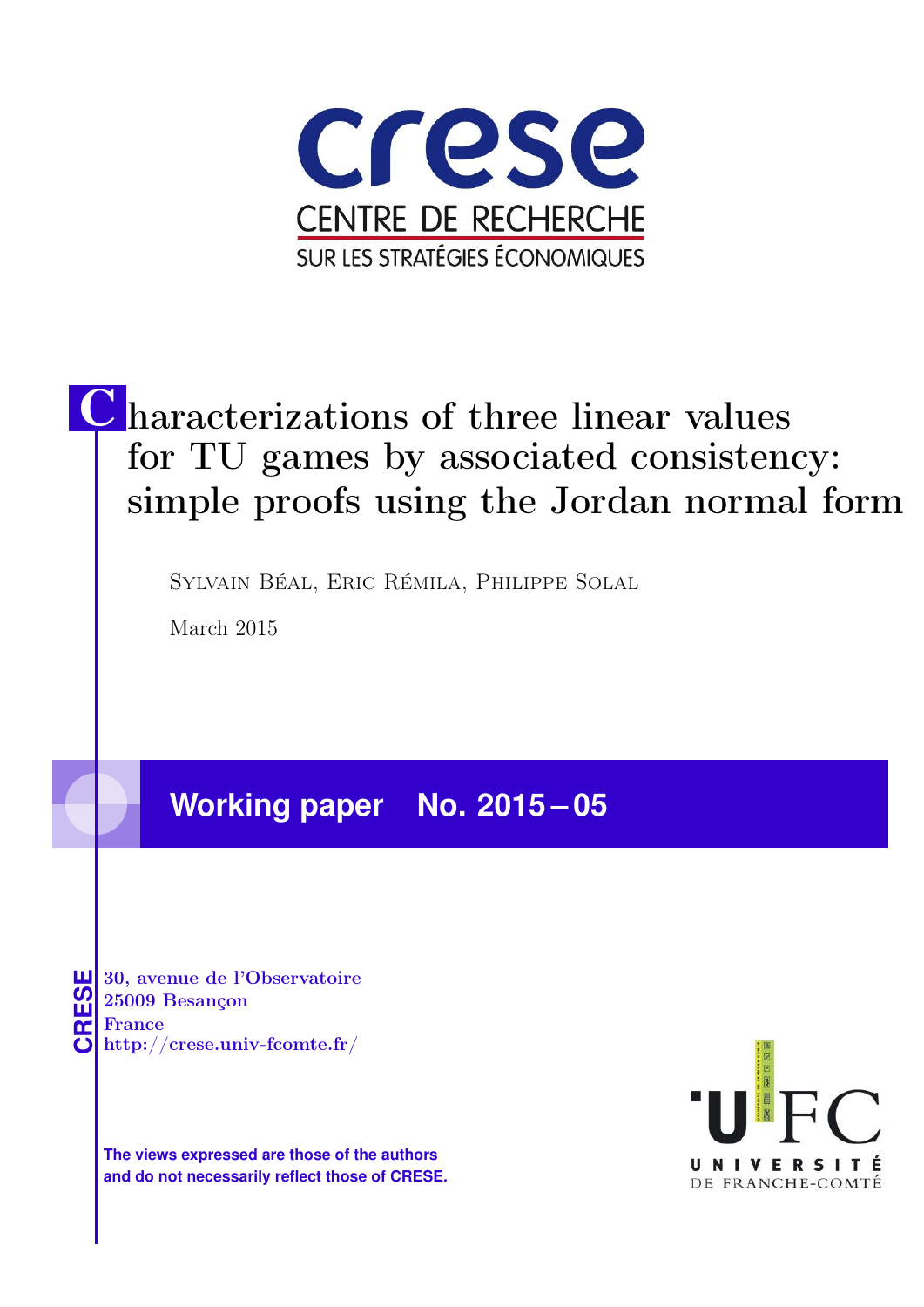# crese

CENTRE DE RECHERCHE

SUR LES STRATÉGIES ÉCONOMIQUES

# Characterizations of three linear values for TU games by associated consistency: simple proofs using the Jordan normal form

SYLVAIN BÉAL, ERIC RÉMILA, PHILIPPE SOLAL

March 2015

## Working paper No. 2015 – 05

CRESE

30, avenue de l'Observatoire
25009 Besançon
France
http://crese.univ-fcomte.fr/

**The views expressed are those of the authors and do not necessarily reflect those of CRESE.**

UFC
UNIVERSITÉ DE FRANCHE-COMTÉ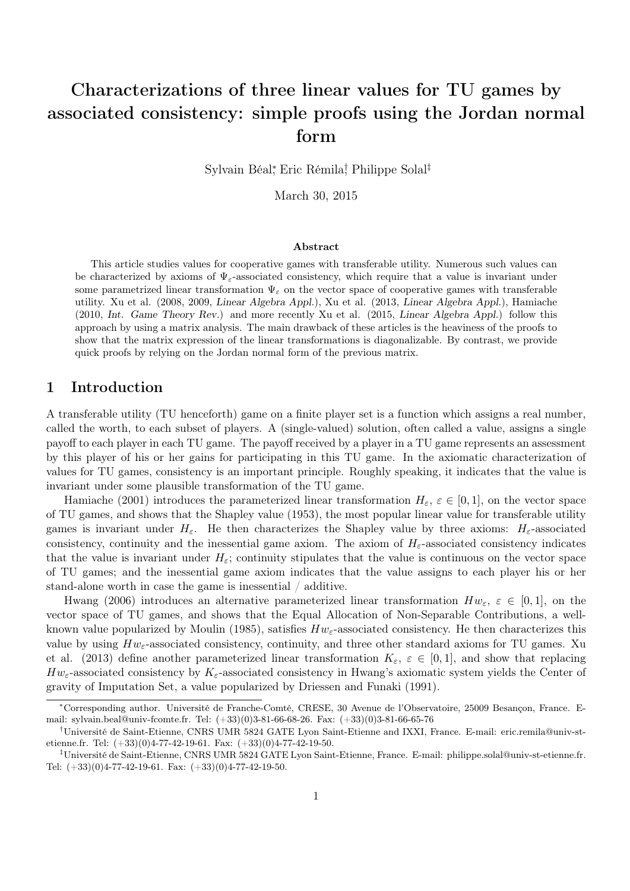# Characterizations of three linear values for TU games by associated consistency: simple proofs using the Jordan normal form

Sylvain Béal[*], Eric Rémila[†], Philippe Solal[‡]

March 30, 2015

### Abstract

This article studies values for cooperative games with transferable utility. Numerous such values can be characterized by axioms of $\Psi_\varepsilon$-associated consistency, which require that a value is invariant under some parametrized linear transformation $\Psi_\varepsilon$ on the vector space of cooperative games with transferable utility. Xu et al. (2008, 2009, *Linear Algebra Appl.*), Xu et al. (2013, *Linear Algebra Appl.*), Hamiache (2010, *Int. Game Theory Rev.*) and more recently Xu et al. (2015, *Linear Algebra Appl.*) follow this approach by using a matrix analysis. The main drawback of these articles is the heaviness of the proofs to show that the matrix expression of the linear transformations is diagonalizable. By contrast, we provide quick proofs by relying on the Jordan normal form of the previous matrix.

## 1 Introduction

A transferable utility (TU henceforth) game on a finite player set is a function which assigns a real number, called the worth, to each subset of players. A (single-valued) solution, often called a value, assigns a single payoff to each player in each TU game. The payoff received by a player in a TU game represents an assessment by this player of his or her gains for participating in this TU game. In the axiomatic characterization of values for TU games, consistency is an important principle. Roughly speaking, it indicates that the value is invariant under some plausible transformation of the TU game.

Hamiache (2001) introduces the parameterized linear transformation $H_\varepsilon$, $\varepsilon \in [0,1]$, on the vector space of TU games, and shows that the Shapley value (1953), the most popular linear value for transferable utility games is invariant under $H_\varepsilon$. He then characterizes the Shapley value by three axioms: $H_\varepsilon$-associated consistency, continuity and the inessential game axiom. The axiom of $H_\varepsilon$-associated consistency indicates that the value is invariant under $H_\varepsilon$; continuity stipulates that the value is continuous on the vector space of TU games; and the inessential game axiom indicates that the value assigns to each player his or her stand-alone worth in case the game is inessential / additive.

Hwang (2006) introduces an alternative parameterized linear transformation $Hw_\varepsilon$, $\varepsilon \in [0,1]$, on the vector space of TU games, and shows that the Equal Allocation of Non-Separable Contributions, a well-known value popularized by Moulin (1985), satisfies $Hw_\varepsilon$-associated consistency. He then characterizes this value by using $Hw_\varepsilon$-associated consistency, continuity, and three other standard axioms for TU games. Xu et al. (2013) define another parameterized linear transformation $K_\varepsilon$, $\varepsilon \in [0,1]$, and show that replacing $Hw_\varepsilon$-associated consistency by $K_\varepsilon$-associated consistency in Hwang's axiomatic system yields the Center of gravity of Imputation Set, a value popularized by Driessen and Funaki (1991).

[*]Corresponding author. Université de Franche-Comté, CRESE, 30 Avenue de l'Observatoire, 25009 Besançon, France. E-mail: sylvain.beal@univ-fcomte.fr. Tel: (+33)(0)3-81-66-68-26. Fax: (+33)(0)3-81-66-65-76

[†]Université de Saint-Etienne, CNRS UMR 5824 GATE Lyon Saint-Etienne and IXXI, France. E-mail: eric.remila@univ-st-etienne.fr. Tel: (+33)(0)4-77-42-19-61. Fax: (+33)(0)4-77-42-19-50.

[‡]Université de Saint-Etienne, CNRS UMR 5824 GATE Lyon Saint-Etienne, France. E-mail: philippe.solal@univ-st-etienne.fr. Tel: (+33)(0)4-77-42-19-61. Fax: (+33)(0)4-77-42-19-50.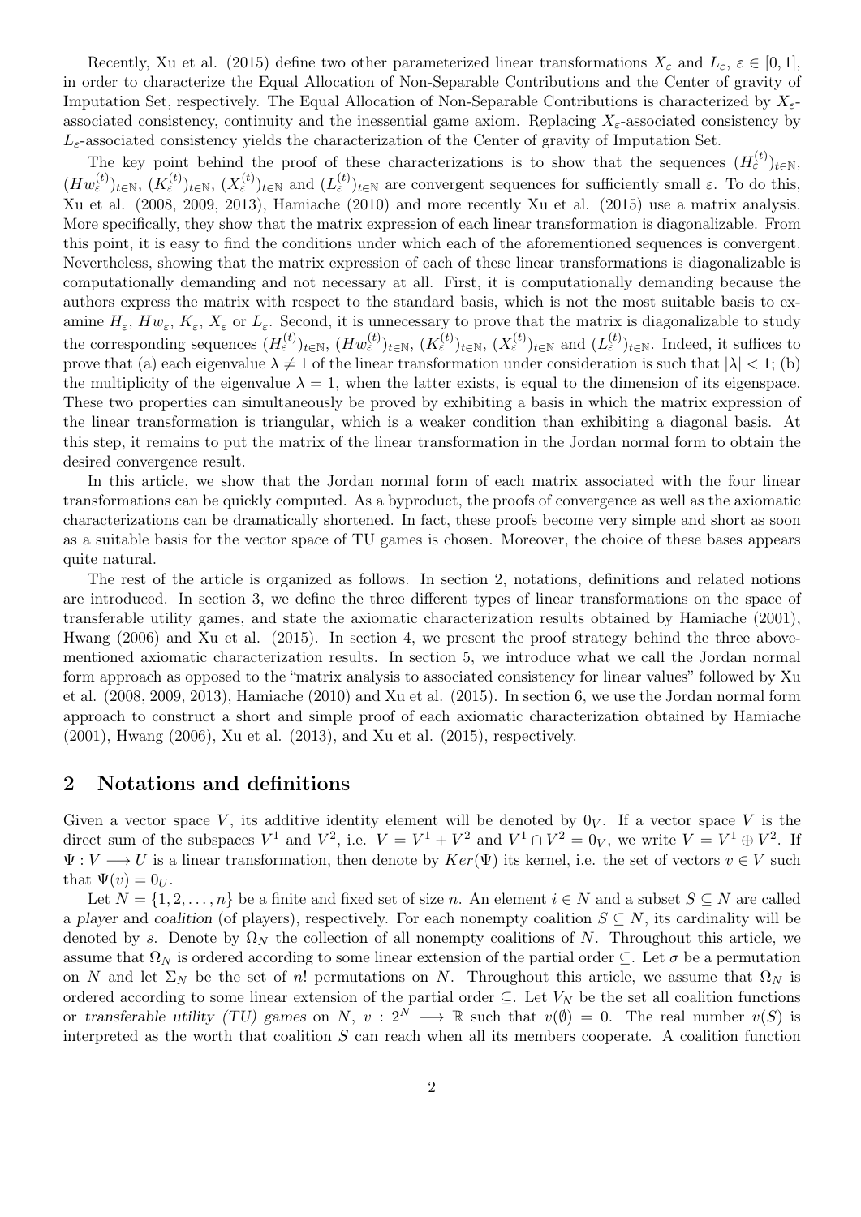Recently, Xu et al. (2015) define two other parameterized linear transformations $X_\varepsilon$ and $L_\varepsilon$, $\varepsilon \in [0,1]$, in order to characterize the Equal Allocation of Non-Separable Contributions and the Center of gravity of Imputation Set, respectively. The Equal Allocation of Non-Separable Contributions is characterized by $X_\varepsilon$-associated consistency, continuity and the inessential game axiom. Replacing $X_\varepsilon$-associated consistency by $L_\varepsilon$-associated consistency yields the characterization of the Center of gravity of Imputation Set.

The key point behind the proof of these characterizations is to show that the sequences $(H_\varepsilon^{(t)})_{t\in\mathbb{N}}$, $(Hw_\varepsilon^{(t)})_{t\in\mathbb{N}}$, $(K_\varepsilon^{(t)})_{t\in\mathbb{N}}$, $(X_\varepsilon^{(t)})_{t\in\mathbb{N}}$ and $(L_\varepsilon^{(t)})_{t\in\mathbb{N}}$ are convergent sequences for sufficiently small $\varepsilon$. To do this, Xu et al. (2008, 2009, 2013), Hamiache (2010) and more recently Xu et al. (2015) use a matrix analysis. More specifically, they show that the matrix expression of each linear transformation is diagonalizable. From this point, it is easy to find the conditions under which each of the aforementioned sequences is convergent. Nevertheless, showing that the matrix expression of each of these linear transformations is diagonalizable is computationally demanding and not necessary at all. First, it is computationally demanding because the authors express the matrix with respect to the standard basis, which is not the most suitable basis to examine $H_\varepsilon$, $Hw_\varepsilon$, $K_\varepsilon$, $X_\varepsilon$ or $L_\varepsilon$. Second, it is unnecessary to prove that the matrix is diagonalizable to study the corresponding sequences $(H_\varepsilon^{(t)})_{t\in\mathbb{N}}$, $(Hw_\varepsilon^{(t)})_{t\in\mathbb{N}}$, $(K_\varepsilon^{(t)})_{t\in\mathbb{N}}$, $(X_\varepsilon^{(t)})_{t\in\mathbb{N}}$ and $(L_\varepsilon^{(t)})_{t\in\mathbb{N}}$. Indeed, it suffices to prove that (a) each eigenvalue $\lambda \neq 1$ of the linear transformation under consideration is such that $|\lambda| < 1$; (b) the multiplicity of the eigenvalue $\lambda = 1$, when the latter exists, is equal to the dimension of its eigenspace. These two properties can simultaneously be proved by exhibiting a basis in which the matrix expression of the linear transformation is triangular, which is a weaker condition than exhibiting a diagonal basis. At this step, it remains to put the matrix of the linear transformation in the Jordan normal form to obtain the desired convergence result.

In this article, we show that the Jordan normal form of each matrix associated with the four linear transformations can be quickly computed. As a byproduct, the proofs of convergence as well as the axiomatic characterizations can be dramatically shortened. In fact, these proofs become very simple and short as soon as a suitable basis for the vector space of TU games is chosen. Moreover, the choice of these bases appears quite natural.

The rest of the article is organized as follows. In section 2, notations, definitions and related notions are introduced. In section 3, we define the three different types of linear transformations on the space of transferable utility games, and state the axiomatic characterization results obtained by Hamiache (2001), Hwang (2006) and Xu et al. (2015). In section 4, we present the proof strategy behind the three above-mentioned axiomatic characterization results. In section 5, we introduce what we call the Jordan normal form approach as opposed to the "matrix analysis to associated consistency for linear values" followed by Xu et al. (2008, 2009, 2013), Hamiache (2010) and Xu et al. (2015). In section 6, we use the Jordan normal form approach to construct a short and simple proof of each axiomatic characterization obtained by Hamiache (2001), Hwang (2006), Xu et al. (2013), and Xu et al. (2015), respectively.

## 2 Notations and definitions

Given a vector space $V$, its additive identity element will be denoted by $0_V$. If a vector space $V$ is the direct sum of the subspaces $V^1$ and $V^2$, i.e. $V = V^1 + V^2$ and $V^1 \cap V^2 = 0_V$, we write $V = V^1 \oplus V^2$. If $\Psi : V \longrightarrow U$ is a linear transformation, then denote by $Ker(\Psi)$ its kernel, i.e. the set of vectors $v \in V$ such that $\Psi(v) = 0_U$.

Let $N = \{1, 2, \ldots, n\}$ be a finite and fixed set of size $n$. An element $i \in N$ and a subset $S \subseteq N$ are called a *player* and *coalition* (of players), respectively. For each nonempty coalition $S \subseteq N$, its cardinality will be denoted by $s$. Denote by $\Omega_N$ the collection of all nonempty coalitions of $N$. Throughout this article, we assume that $\Omega_N$ is ordered according to some linear extension of the partial order $\subseteq$. Let $\sigma$ be a permutation on $N$ and let $\Sigma_N$ be the set of $n!$ permutations on $N$. Throughout this article, we assume that $\Omega_N$ is ordered according to some linear extension of the partial order $\subseteq$. Let $V_N$ be the set all coalition functions or *transferable utility (TU) games* on $N$, $v : 2^N \longrightarrow \mathbb{R}$ such that $v(\emptyset) = 0$. The real number $v(S)$ is interpreted as the worth that coalition $S$ can reach when all its members cooperate. A coalition function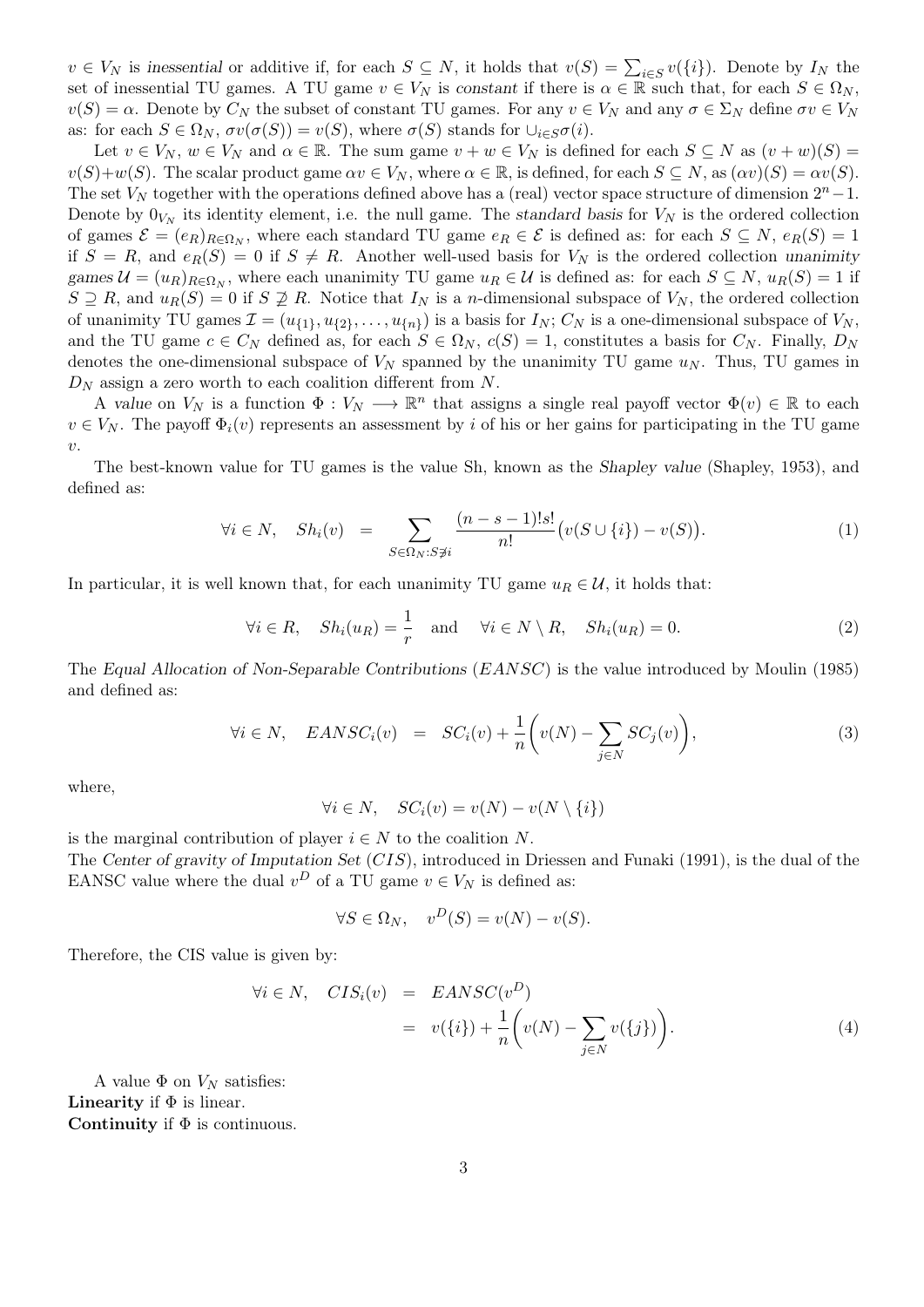$v \in V_N$ is *inessential* or additive if, for each $S \subseteq N$, it holds that $v(S) = \sum_{i \in S} v(\{i\})$. Denote by $I_N$ the set of inessential TU games. A TU game $v \in V_N$ is *constant* if there is $\alpha \in \mathbb{R}$ such that, for each $S \in \Omega_N$, $v(S) = \alpha$. Denote by $C_N$ the subset of constant TU games. For any $v \in V_N$ and any $\sigma \in \Sigma_N$ define $\sigma v \in V_N$ as: for each $S \in \Omega_N$, $\sigma v(\sigma(S)) = v(S)$, where $\sigma(S)$ stands for $\cup_{i \in S} \sigma(i)$.

Let $v \in V_N$, $w \in V_N$ and $\alpha \in \mathbb{R}$. The sum game $v + w \in V_N$ is defined for each $S \subseteq N$ as $(v + w)(S) = v(S) + w(S)$. The scalar product game $\alpha v \in V_N$, where $\alpha \in \mathbb{R}$, is defined, for each $S \subseteq N$, as $(\alpha v)(S) = \alpha v(S)$. The set $V_N$ together with the operations defined above has a (real) vector space structure of dimension $2^n - 1$. Denote by $0_{V_N}$ its identity element, i.e. the null game. The *standard basis* for $V_N$ is the ordered collection of games $\mathcal{E} = (e_R)_{R \in \Omega_N}$, where each standard TU game $e_R \in \mathcal{E}$ is defined as: for each $S \subseteq N$, $e_R(S) = 1$ if $S = R$, and $e_R(S) = 0$ if $S \neq R$. Another well-used basis for $V_N$ is the ordered collection *unanimity games* $\mathcal{U} = (u_R)_{R \in \Omega_N}$, where each unanimity TU game $u_R \in \mathcal{U}$ is defined as: for each $S \subseteq N$, $u_R(S) = 1$ if $S \supseteq R$, and $u_R(S) = 0$ if $S \not\supseteq R$. Notice that $I_N$ is a $n$-dimensional subspace of $V_N$, the ordered collection of unanimity TU games $\mathcal{I} = (u_{\{1\}}, u_{\{2\}}, \ldots, u_{\{n\}})$ is a basis for $I_N$; $C_N$ is a one-dimensional subspace of $V_N$, and the TU game $c \in C_N$ defined as, for each $S \in \Omega_N$, $c(S) = 1$, constitutes a basis for $C_N$. Finally, $D_N$ denotes the one-dimensional subspace of $V_N$ spanned by the unanimity TU game $u_N$. Thus, TU games in $D_N$ assign a zero worth to each coalition different from $N$.

A *value* on $V_N$ is a function $\Phi : V_N \longrightarrow \mathbb{R}^n$ that assigns a single real payoff vector $\Phi(v) \in \mathbb{R}$ to each $v \in V_N$. The payoff $\Phi_i(v)$ represents an assessment by $i$ of his or her gains for participating in the TU game $v$.

The best-known value for TU games is the value Sh, known as the *Shapley value* (Shapley, 1953), and defined as:

$$\forall i \in N, \quad Sh_i(v) \quad = \sum_{S \in \Omega_N : S \not\ni i} \frac{(n-s-1)!s!}{n!} \big(v(S \cup \{i\}) - v(S)\big). \tag{1}$$

In particular, it is well known that, for each unanimity TU game $u_R \in \mathcal{U}$, it holds that:

$$\forall i \in R, \quad Sh_i(u_R) = \frac{1}{r} \quad \text{and} \quad \forall i \in N \setminus R, \quad Sh_i(u_R) = 0. \tag{2}$$

The *Equal Allocation of Non-Separable Contributions* (*EANSC*) is the value introduced by Moulin (1985) and defined as:

$$\forall i \in N, \quad EANSC_i(v) \quad = \quad SC_i(v) + \frac{1}{n}\bigg(v(N) - \sum_{j \in N} SC_j(v)\bigg), \tag{3}$$

where,

$$\forall i \in N, \quad SC_i(v) = v(N) - v(N \setminus \{i\})$$

is the marginal contribution of player $i \in N$ to the coalition $N$.
The *Center of gravity of Imputation Set* (*CIS*), introduced in Driessen and Funaki (1991), is the dual of the EANSC value where the dual $v^D$ of a TU game $v \in V_N$ is defined as:

$$\forall S \in \Omega_N, \quad v^D(S) = v(N) - v(S).$$

Therefore, the CIS value is given by:

$$\begin{aligned} \forall i \in N, \quad CIS_i(v) \quad &= \quad EANSC(v^D) \\ &= \quad v(\{i\}) + \frac{1}{n}\bigg(v(N) - \sum_{j \in N} v(\{j\})\bigg). \end{aligned} \tag{4}$$

A value $\Phi$ on $V_N$ satisfies:
**Linearity** if $\Phi$ is linear.
**Continuity** if $\Phi$ is continuous.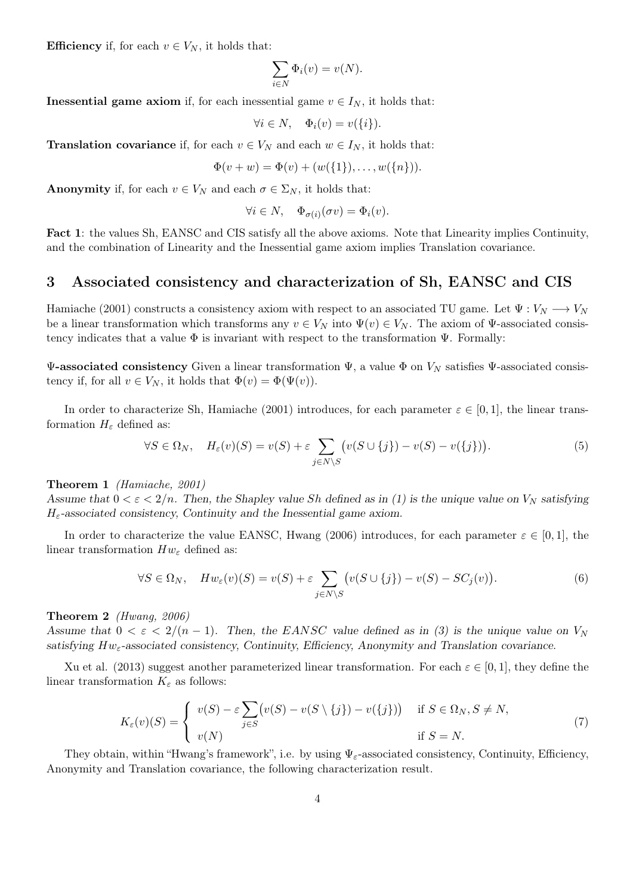**Efficiency** if, for each $v \in V_N$, it holds that:

$$\sum_{i \in N} \Phi_i(v) = v(N).$$

**Inessential game axiom** if, for each inessential game $v \in I_N$, it holds that:

$$\forall i \in N, \quad \Phi_i(v) = v(\{i\}).$$

**Translation covariance** if, for each $v \in V_N$ and each $w \in I_N$, it holds that:

$$\Phi(v + w) = \Phi(v) + (w(\{1\}), \ldots, w(\{n\})).$$

**Anonymity** if, for each $v \in V_N$ and each $\sigma \in \Sigma_N$, it holds that:

$$\forall i \in N, \quad \Phi_{\sigma(i)}(\sigma v) = \Phi_i(v).$$

**Fact 1**: the values Sh, EANSC and CIS satisfy all the above axioms. Note that Linearity implies Continuity, and the combination of Linearity and the Inessential game axiom implies Translation covariance.

## 3 Associated consistency and characterization of Sh, EANSC and CIS

Hamiache (2001) constructs a consistency axiom with respect to an associated TU game. Let $\Psi : V_N \longrightarrow V_N$ be a linear transformation which transforms any $v \in V_N$ into $\Psi(v) \in V_N$. The axiom of $\Psi$-associated consistency indicates that a value $\Phi$ is invariant with respect to the transformation $\Psi$. Formally:

**$\Psi$-associated consistency** Given a linear transformation $\Psi$, a value $\Phi$ on $V_N$ satisfies $\Psi$-associated consistency if, for all $v \in V_N$, it holds that $\Phi(v) = \Phi(\Psi(v))$.

In order to characterize Sh, Hamiache (2001) introduces, for each parameter $\varepsilon \in [0, 1]$, the linear transformation $H_\varepsilon$ defined as:

$$\forall S \in \Omega_N, \quad H_\varepsilon(v)(S) = v(S) + \varepsilon \sum_{j \in N \setminus S} \big(v(S \cup \{j\}) - v(S) - v(\{j\})\big). \tag{5}$$

**Theorem 1** *(Hamiache, 2001)*
*Assume that $0 < \varepsilon < 2/n$. Then, the Shapley value Sh defined as in (1) is the unique value on $V_N$ satisfying $H_\varepsilon$-associated consistency, Continuity and the Inessential game axiom.*

In order to characterize the value EANSC, Hwang (2006) introduces, for each parameter $\varepsilon \in [0, 1]$, the linear transformation $Hw_\varepsilon$ defined as:

$$\forall S \in \Omega_N, \quad Hw_\varepsilon(v)(S) = v(S) + \varepsilon \sum_{j \in N \setminus S} \big(v(S \cup \{j\}) - v(S) - SC_j(v)\big). \tag{6}$$

**Theorem 2** *(Hwang, 2006)*
*Assume that $0 < \varepsilon < 2/(n-1)$. Then, the EANSC value defined as in (3) is the unique value on $V_N$ satisfying $Hw_\varepsilon$-associated consistency, Continuity, Efficiency, Anonymity and Translation covariance.*

Xu et al. (2013) suggest another parameterized linear transformation. For each $\varepsilon \in [0, 1]$, they define the linear transformation $K_\varepsilon$ as follows:

$$K_\varepsilon(v)(S) = \begin{cases} v(S) - \varepsilon \displaystyle\sum_{j \in S} \big(v(S) - v(S \setminus \{j\}) - v(\{j\})\big) & \text{if } S \in \Omega_N, S \neq N, \\ v(N) & \text{if } S = N. \end{cases} \tag{7}$$

They obtain, within "Hwang's framework", i.e. by using $\Psi_\varepsilon$-associated consistency, Continuity, Efficiency, Anonymity and Translation covariance, the following characterization result.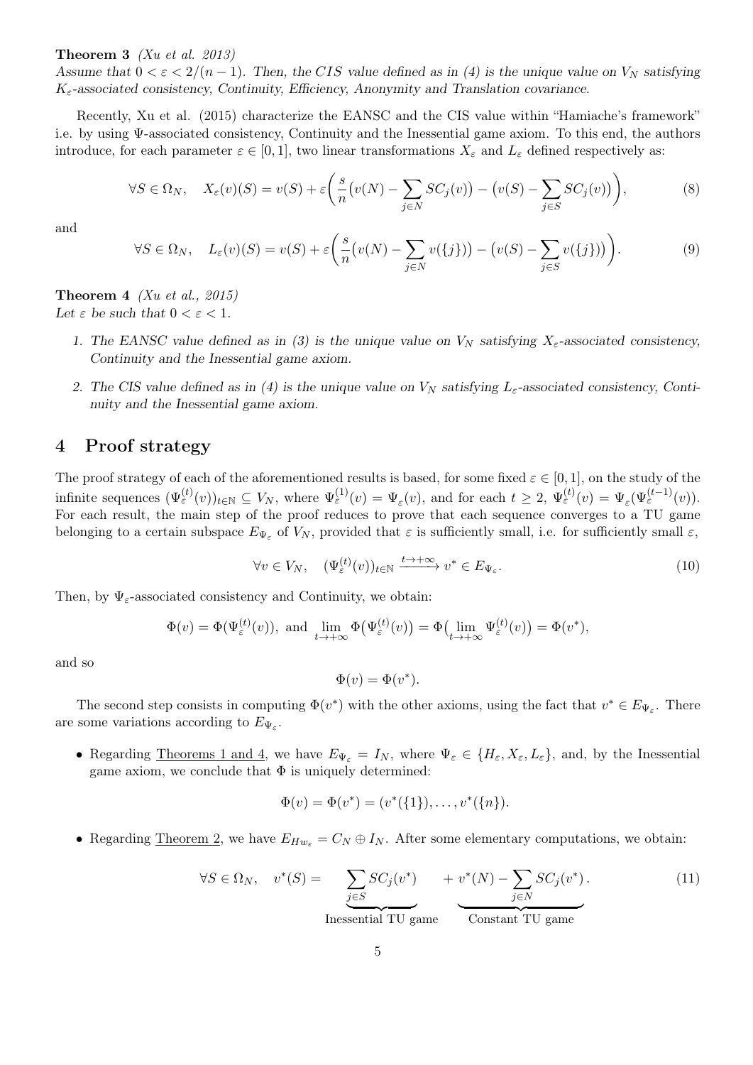**Theorem 3** *(Xu et al. 2013)*
*Assume that $0 < \varepsilon < 2/(n-1)$. Then, the CIS value defined as in (4) is the unique value on $V_N$ satisfying $K_\varepsilon$-associated consistency, Continuity, Efficiency, Anonymity and Translation covariance.*

Recently, Xu et al. (2015) characterize the EANSC and the CIS value within "Hamiache's framework" i.e. by using $\Psi$-associated consistency, Continuity and the Inessential game axiom. To this end, the authors introduce, for each parameter $\varepsilon \in [0,1]$, two linear transformations $X_\varepsilon$ and $L_\varepsilon$ defined respectively as:

$$\forall S \in \Omega_N, \quad X_\varepsilon(v)(S) = v(S) + \varepsilon\bigg(\frac{s}{n}\big(v(N) - \sum_{j\in N} SC_j(v)\big) - \big(v(S) - \sum_{j\in S} SC_j(v)\big)\bigg), \tag{8}$$

and

$$\forall S \in \Omega_N, \quad L_\varepsilon(v)(S) = v(S) + \varepsilon\bigg(\frac{s}{n}\big(v(N) - \sum_{j\in N} v(\{j\})\big) - \big(v(S) - \sum_{j\in S} v(\{j\})\big)\bigg). \tag{9}$$

**Theorem 4** *(Xu et al., 2015)*
*Let $\varepsilon$ be such that $0 < \varepsilon < 1$.*

1. *The EANSC value defined as in (3) is the unique value on $V_N$ satisfying $X_\varepsilon$-associated consistency, Continuity and the Inessential game axiom.*
2. *The CIS value defined as in (4) is the unique value on $V_N$ satisfying $L_\varepsilon$-associated consistency, Continuity and the Inessential game axiom.*

## 4 Proof strategy

The proof strategy of each of the aforementioned results is based, for some fixed $\varepsilon \in [0,1]$, on the study of the infinite sequences $(\Psi_\varepsilon^{(t)}(v))_{t\in\mathbb{N}} \subseteq V_N$, where $\Psi_\varepsilon^{(1)}(v) = \Psi_\varepsilon(v)$, and for each $t \geq 2$, $\Psi_\varepsilon^{(t)}(v) = \Psi_\varepsilon(\Psi_\varepsilon^{(t-1)}(v))$. For each result, the main step of the proof reduces to prove that each sequence converges to a TU game belonging to a certain subspace $E_{\Psi_\varepsilon}$ of $V_N$, provided that $\varepsilon$ is sufficiently small, i.e. for sufficiently small $\varepsilon$,

$$\forall v \in V_N, \quad (\Psi_\varepsilon^{(t)}(v))_{t\in\mathbb{N}} \xrightarrow{t\to+\infty} v^* \in E_{\Psi_\varepsilon}. \tag{10}$$

Then, by $\Psi_\varepsilon$-associated consistency and Continuity, we obtain:

$$\Phi(v) = \Phi(\Psi_\varepsilon^{(t)}(v)), \text{ and } \lim_{t\to+\infty} \Phi\big(\Psi_\varepsilon^{(t)}(v)\big) = \Phi\big(\lim_{t\to+\infty} \Psi_\varepsilon^{(t)}(v)\big) = \Phi(v^*),$$

and so

$$\Phi(v) = \Phi(v^*).$$

The second step consists in computing $\Phi(v^*)$ with the other axioms, using the fact that $v^* \in E_{\Psi_\varepsilon}$. There are some variations according to $E_{\Psi_\varepsilon}$.

- Regarding Theorems 1 and 4, we have $E_{\Psi_\varepsilon} = I_N$, where $\Psi_\varepsilon \in \{H_\varepsilon, X_\varepsilon, L_\varepsilon\}$, and, by the Inessential game axiom, we conclude that $\Phi$ is uniquely determined:

$$\Phi(v) = \Phi(v^*) = (v^*(\{1\}), \ldots, v^*(\{n\}).$$

- Regarding Theorem 2, we have $E_{Hw_\varepsilon} = C_N \oplus I_N$. After some elementary computations, we obtain:

$$\forall S \in \Omega_N, \quad v^*(S) = \underbrace{\sum_{j\in S} SC_j(v^*)}_{\text{Inessential TU game}} + \underbrace{v^*(N) - \sum_{j\in N} SC_j(v^*)}_{\text{Constant TU game}}. \tag{11}$$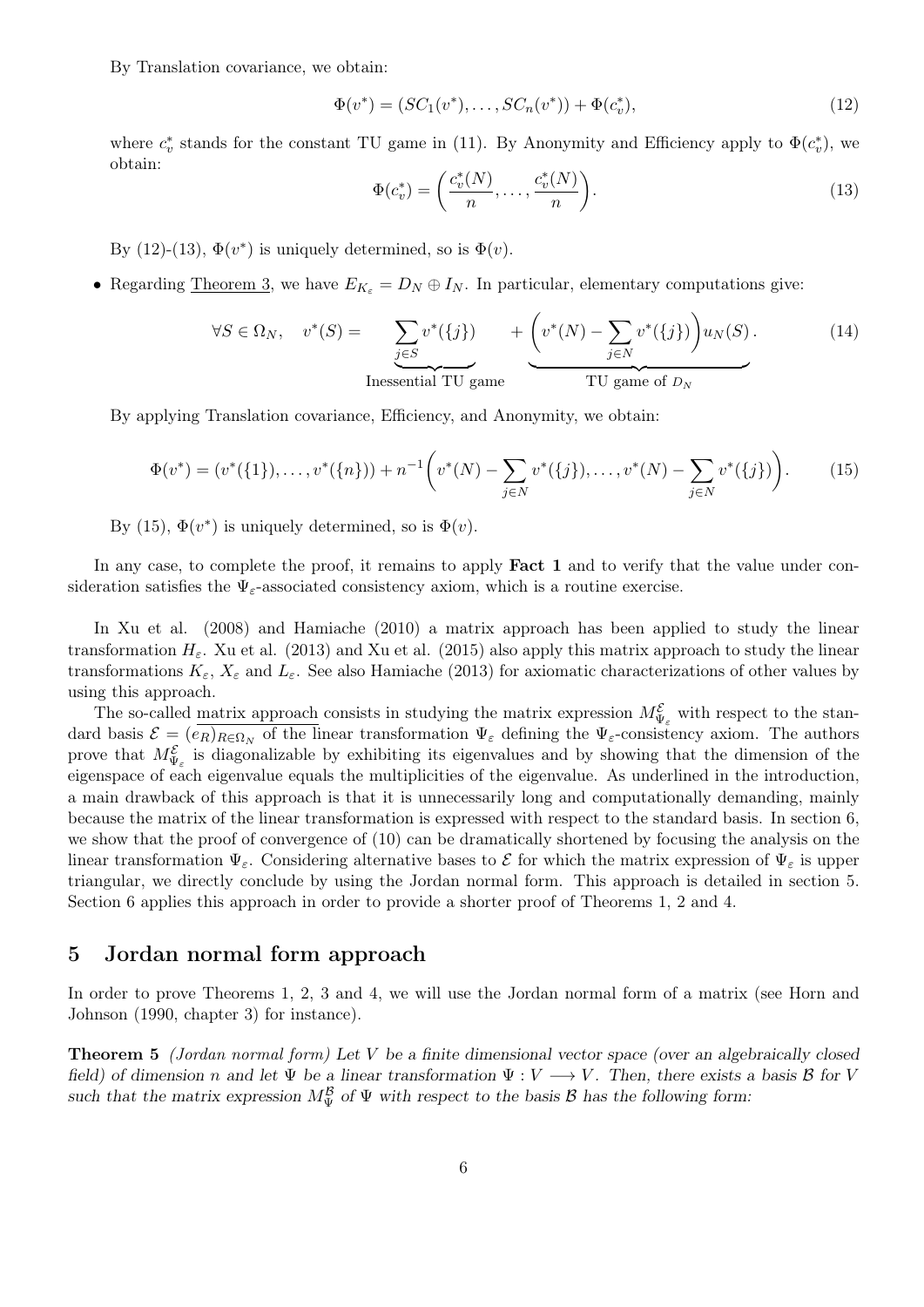By Translation covariance, we obtain:

$$\Phi(v^*) = (SC_1(v^*), \ldots, SC_n(v^*)) + \Phi(c_v^*), \tag{12}$$

where $c_v^*$ stands for the constant TU game in (11). By Anonymity and Efficiency apply to $\Phi(c_v^*)$, we obtain:

$$\Phi(c_v^*) = \bigg(\frac{c_v^*(N)}{n}, \ldots, \frac{c_v^*(N)}{n}\bigg). \tag{13}$$

By (12)-(13), $\Phi(v^*)$ is uniquely determined, so is $\Phi(v)$.

- Regarding Theorem 3, we have $E_{K_\varepsilon} = D_N \oplus I_N$. In particular, elementary computations give:

$$\forall S \in \Omega_N, \quad v^*(S) = \underbrace{\sum_{j \in S} v^*(\{j\})}_{\text{Inessential TU game}} + \underbrace{\bigg(v^*(N) - \sum_{j \in N} v^*(\{j\})\bigg) u_N(S)}_{\text{TU game of } D_N}. \tag{14}$$

By applying Translation covariance, Efficiency, and Anonymity, we obtain:

$$\Phi(v^*) = (v^*(\{1\}), \ldots, v^*(\{n\})) + n^{-1}\bigg(v^*(N) - \sum_{j \in N} v^*(\{j\}), \ldots, v^*(N) - \sum_{j \in N} v^*(\{j\})\bigg). \tag{15}$$

By (15), $\Phi(v^*)$ is uniquely determined, so is $\Phi(v)$.

In any case, to complete the proof, it remains to apply **Fact 1** and to verify that the value under consideration satisfies the $\Psi_\varepsilon$-associated consistency axiom, which is a routine exercise.

In Xu et al. (2008) and Hamiache (2010) a matrix approach has been applied to study the linear transformation $H_\varepsilon$. Xu et al. (2013) and Xu et al. (2015) also apply this matrix approach to study the linear transformations $K_\varepsilon$, $X_\varepsilon$ and $L_\varepsilon$. See also Hamiache (2013) for axiomatic characterizations of other values by using this approach.

The so-called matrix approach consists in studying the matrix expression $M^{\mathcal{E}}_{\Psi_\varepsilon}$ with respect to the standard basis $\mathcal{E} = (e_R)_{R \in \Omega_N}$ of the linear transformation $\Psi_\varepsilon$ defining the $\Psi_\varepsilon$-consistency axiom. The authors prove that $M^{\mathcal{E}}_{\Psi_\varepsilon}$ is diagonalizable by exhibiting its eigenvalues and by showing that the dimension of the eigenspace of each eigenvalue equals the multiplicities of the eigenvalue. As underlined in the introduction, a main drawback of this approach is that it is unnecessarily long and computationally demanding, mainly because the matrix of the linear transformation is expressed with respect to the standard basis. In section 6, we show that the proof of convergence of (10) can be dramatically shortened by focusing the analysis on the linear transformation $\Psi_\varepsilon$. Considering alternative bases to $\mathcal{E}$ for which the matrix expression of $\Psi_\varepsilon$ is upper triangular, we directly conclude by using the Jordan normal form. This approach is detailed in section 5. Section 6 applies this approach in order to provide a shorter proof of Theorems 1, 2 and 4.

## 5 Jordan normal form approach

In order to prove Theorems 1, 2, 3 and 4, we will use the Jordan normal form of a matrix (see Horn and Johnson (1990, chapter 3) for instance).

**Theorem 5** *(Jordan normal form) Let $V$ be a finite dimensional vector space (over an algebraically closed field) of dimension $n$ and let $\Psi$ be a linear transformation $\Psi : V \longrightarrow V$. Then, there exists a basis $\mathcal{B}$ for $V$ such that the matrix expression $M^{\mathcal{B}}_{\Psi}$ of $\Psi$ with respect to the basis $\mathcal{B}$ has the following form:*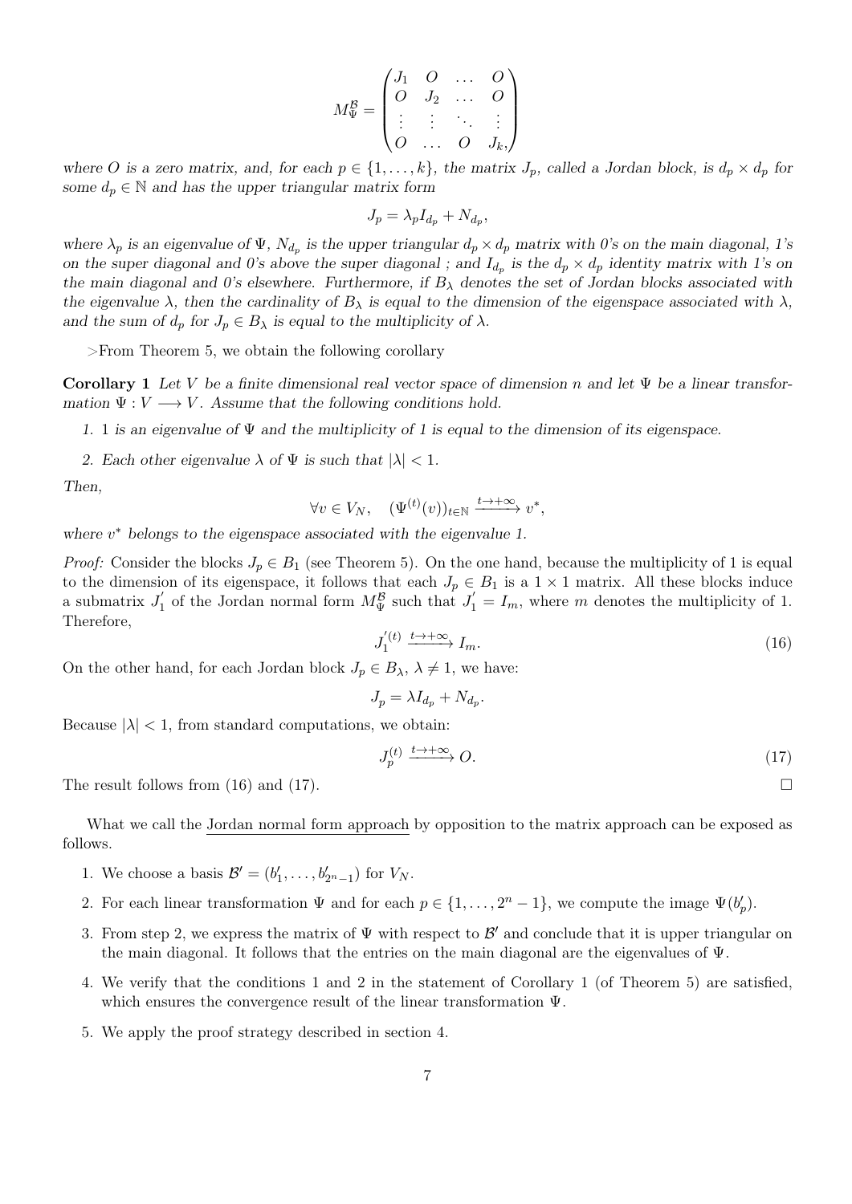$$M_\Psi^{\mathcal{B}} = \begin{pmatrix} J_1 & O & \dots & O \\ O & J_2 & \dots & O \\ \vdots & \vdots & \ddots & \vdots \\ O & \dots & O & J_k, \end{pmatrix}$$

*where $O$ is a zero matrix, and, for each $p \in \{1, \dots, k\}$, the matrix $J_p$, called a Jordan block, is $d_p \times d_p$ for some $d_p \in \mathbb{N}$ and has the upper triangular matrix form*

$$J_p = \lambda_p I_{d_p} + N_{d_p},$$

*where $\lambda_p$ is an eigenvalue of $\Psi$, $N_{d_p}$ is the upper triangular $d_p \times d_p$ matrix with 0's on the main diagonal, 1's on the super diagonal and 0's above the super diagonal ; and $I_{d_p}$ is the $d_p \times d_p$ identity matrix with 1's on the main diagonal and 0's elsewhere. Furthermore, if $B_\lambda$ denotes the set of Jordan blocks associated with the eigenvalue $\lambda$, then the cardinality of $B_\lambda$ is equal to the dimension of the eigenspace associated with $\lambda$, and the sum of $d_p$ for $J_p \in B_\lambda$ is equal to the multiplicity of $\lambda$.*

>From Theorem 5, we obtain the following corollary

**Corollary 1** *Let $V$ be a finite dimensional real vector space of dimension $n$ and let $\Psi$ be a linear transformation $\Psi : V \longrightarrow V$. Assume that the following conditions hold.*

1. *1 is an eigenvalue of $\Psi$ and the multiplicity of 1 is equal to the dimension of its eigenspace.*
2. *Each other eigenvalue $\lambda$ of $\Psi$ is such that $|\lambda| < 1$.*

*Then,*

$$\forall v \in V_N, \quad (\Psi^{(t)}(v))_{t \in \mathbb{N}} \xrightarrow{t \to +\infty} v^*,$$

*where $v^*$ belongs to the eigenspace associated with the eigenvalue 1.*

*Proof:* Consider the blocks $J_p \in B_1$ (see Theorem 5). On the one hand, because the multiplicity of 1 is equal to the dimension of its eigenspace, it follows that each $J_p \in B_1$ is a $1 \times 1$ matrix. All these blocks induce a submatrix $J_1^{'}$ of the Jordan normal form $M_\Psi^{\mathcal{B}}$ such that $J_1^{'} = I_m$, where $m$ denotes the multiplicity of 1. Therefore,

$$J_1^{'(t)} \xrightarrow{t \to +\infty} I_m. \tag{16}$$

On the other hand, for each Jordan block $J_p \in B_\lambda$, $\lambda \neq 1$, we have:

$$J_p = \lambda I_{d_p} + N_{d_p}.$$

Because $|\lambda| < 1$, from standard computations, we obtain:

$$J_p^{(t)} \xrightarrow{t \to +\infty} O. \tag{17}$$

The result follows from (16) and (17). □

What we call the Jordan normal form approach by opposition to the matrix approach can be exposed as follows.

1. We choose a basis $\mathcal{B}' = (b'_1, \dots, b'_{2^n-1})$ for $V_N$.
2. For each linear transformation $\Psi$ and for each $p \in \{1, \dots, 2^n - 1\}$, we compute the image $\Psi(b'_p)$.
3. From step 2, we express the matrix of $\Psi$ with respect to $\mathcal{B}'$ and conclude that it is upper triangular on the main diagonal. It follows that the entries on the main diagonal are the eigenvalues of $\Psi$.
4. We verify that the conditions 1 and 2 in the statement of Corollary 1 (of Theorem 5) are satisfied, which ensures the convergence result of the linear transformation $\Psi$.
5. We apply the proof strategy described in section 4.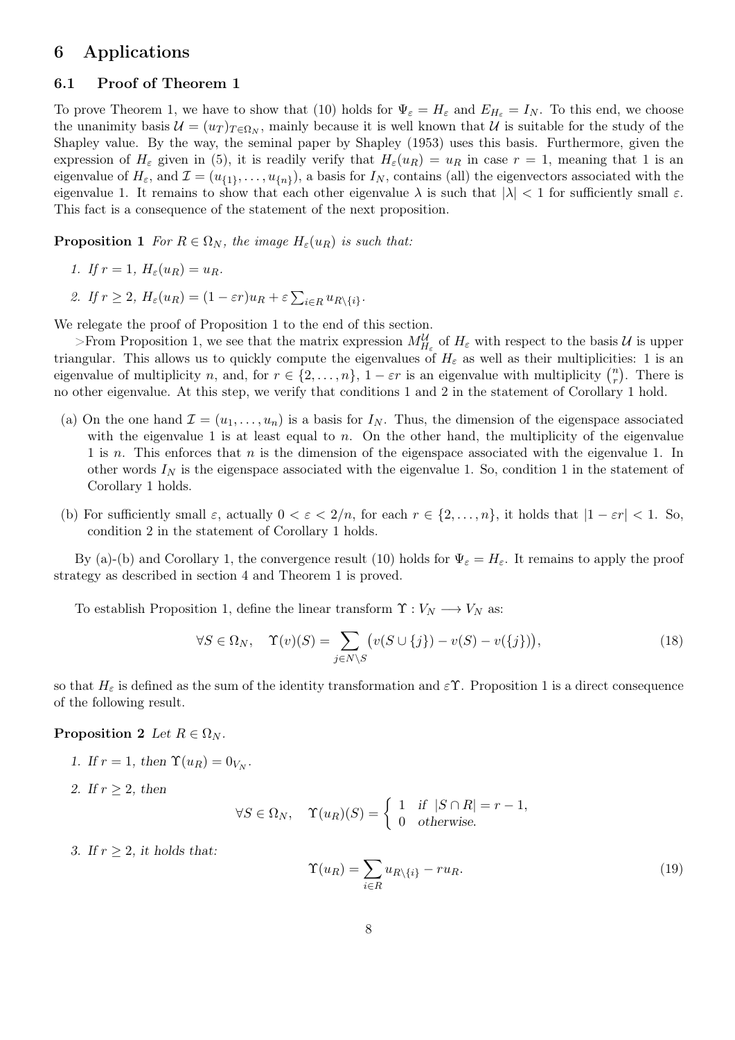## 6 Applications

### 6.1 Proof of Theorem 1

To prove Theorem 1, we have to show that (10) holds for $\Psi_\varepsilon = H_\varepsilon$ and $E_{H_\varepsilon} = I_N$. To this end, we choose the unanimity basis $\mathcal{U} = (u_T)_{T\in\Omega_N}$, mainly because it is well known that $\mathcal{U}$ is suitable for the study of the Shapley value. By the way, the seminal paper by Shapley (1953) uses this basis. Furthermore, given the expression of $H_\varepsilon$ given in (5), it is readily verify that $H_\varepsilon(u_R) = u_R$ in case $r = 1$, meaning that 1 is an eigenvalue of $H_\varepsilon$, and $\mathcal{I} = (u_{\{1\}}, \ldots, u_{\{n\}})$, a basis for $I_N$, contains (all) the eigenvectors associated with the eigenvalue 1. It remains to show that each other eigenvalue $\lambda$ is such that $|\lambda| < 1$ for sufficiently small $\varepsilon$. This fact is a consequence of the statement of the next proposition.

**Proposition 1** *For $R \in \Omega_N$, the image $H_\varepsilon(u_R)$ is such that:*

1. *If $r = 1$, $H_\varepsilon(u_R) = u_R$.*
2. *If $r \geq 2$, $H_\varepsilon(u_R) = (1 - \varepsilon r)u_R + \varepsilon \sum_{i\in R} u_{R\setminus\{i\}}$.*

We relegate the proof of Proposition 1 to the end of this section.

>From Proposition 1, we see that the matrix expression $M^{\mathcal{U}}_{H_\varepsilon}$ of $H_\varepsilon$ with respect to the basis $\mathcal{U}$ is upper triangular. This allows us to quickly compute the eigenvalues of $H_\varepsilon$ as well as their multiplicities: 1 is an eigenvalue of multiplicity $n$, and, for $r \in \{2, \ldots, n\}$, $1 - \varepsilon r$ is an eigenvalue with multiplicity $\binom{n}{r}$. There is no other eigenvalue. At this step, we verify that conditions 1 and 2 in the statement of Corollary 1 hold.

(a) On the one hand $\mathcal{I} = (u_1, \ldots, u_n)$ is a basis for $I_N$. Thus, the dimension of the eigenspace associated with the eigenvalue 1 is at least equal to $n$. On the other hand, the multiplicity of the eigenvalue 1 is $n$. This enforces that $n$ is the dimension of the eigenspace associated with the eigenvalue 1. In other words $I_N$ is the eigenspace associated with the eigenvalue 1. So, condition 1 in the statement of Corollary 1 holds.

(b) For sufficiently small $\varepsilon$, actually $0 < \varepsilon < 2/n$, for each $r \in \{2, \ldots, n\}$, it holds that $|1 - \varepsilon r| < 1$. So, condition 2 in the statement of Corollary 1 holds.

By (a)-(b) and Corollary 1, the convergence result (10) holds for $\Psi_\varepsilon = H_\varepsilon$. It remains to apply the proof strategy as described in section 4 and Theorem 1 is proved.

To establish Proposition 1, define the linear transform $\Upsilon : V_N \longrightarrow V_N$ as:

$$\forall S \in \Omega_N, \quad \Upsilon(v)(S) = \sum_{j\in N\setminus S} \big(v(S\cup\{j\}) - v(S) - v(\{j\})\big), \tag{18}$$

so that $H_\varepsilon$ is defined as the sum of the identity transformation and $\varepsilon\Upsilon$. Proposition 1 is a direct consequence of the following result.

**Proposition 2** *Let $R \in \Omega_N$.*

1. *If $r = 1$, then $\Upsilon(u_R) = 0_{V_N}$.*
2. *If $r \geq 2$, then*

$$\forall S \in \Omega_N, \quad \Upsilon(u_R)(S) = \begin{cases} 1 & \text{if } |S\cap R| = r - 1, \\ 0 & \text{otherwise.} \end{cases}$$

3. *If $r \geq 2$, it holds that:*

$$\Upsilon(u_R) = \sum_{i\in R} u_{R\setminus\{i\}} - r u_R. \tag{19}$$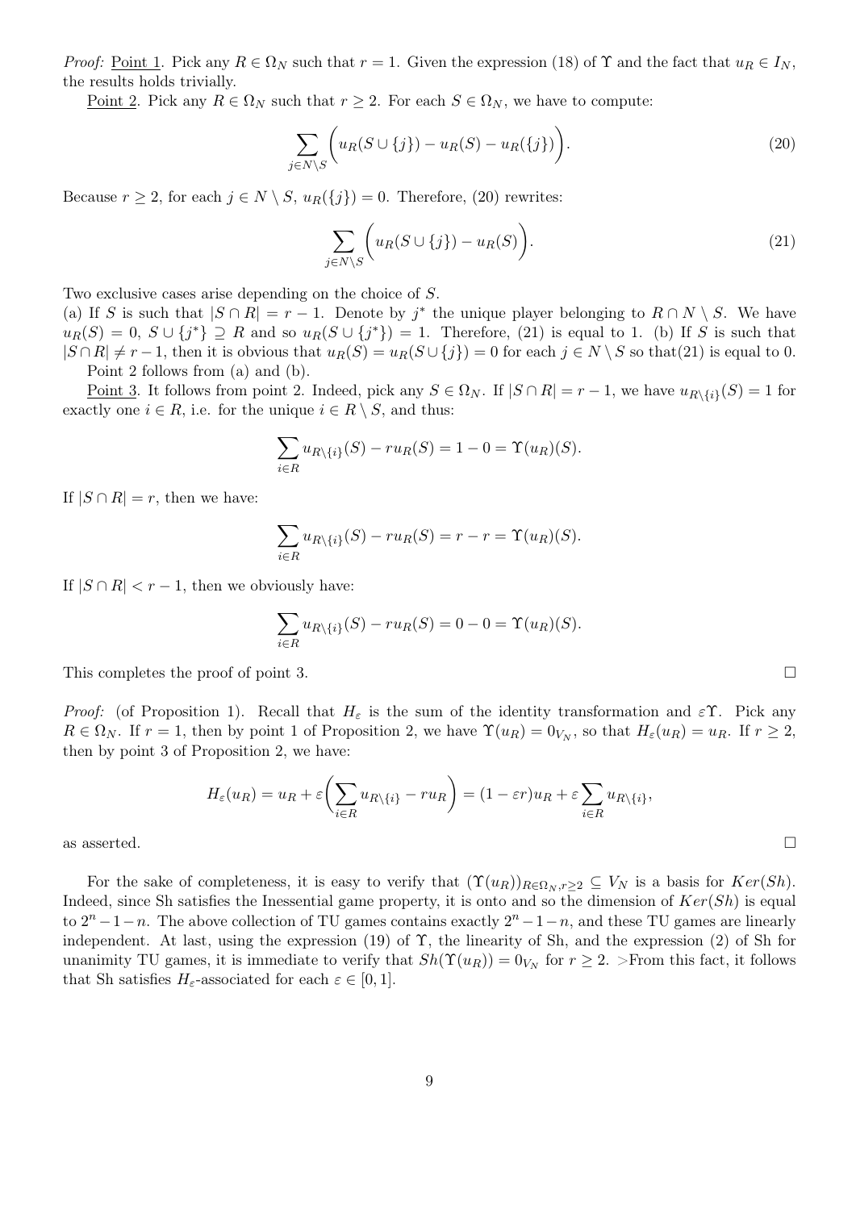*Proof:* Point 1. Pick any $R \in \Omega_N$ such that $r = 1$. Given the expression (18) of $\Upsilon$ and the fact that $u_R \in I_N$, the results holds trivially.

Point 2. Pick any $R \in \Omega_N$ such that $r \geq 2$. For each $S \in \Omega_N$, we have to compute:

$$\sum_{j \in N \setminus S} \bigg( u_R(S \cup \{j\}) - u_R(S) - u_R(\{j\}) \bigg). \tag{20}$$

Because $r \geq 2$, for each $j \in N \setminus S$, $u_R(\{j\}) = 0$. Therefore, (20) rewrites:

$$\sum_{j \in N \setminus S} \bigg( u_R(S \cup \{j\}) - u_R(S) \bigg). \tag{21}$$

Two exclusive cases arise depending on the choice of $S$.

(a) If $S$ is such that $|S \cap R| = r - 1$. Denote by $j^*$ the unique player belonging to $R \cap N \setminus S$. We have $u_R(S) = 0$, $S \cup \{j^*\} \supseteq R$ and so $u_R(S \cup \{j^*\}) = 1$. Therefore, (21) is equal to 1. (b) If $S$ is such that $|S \cap R| \neq r - 1$, then it is obvious that $u_R(S) = u_R(S \cup \{j\}) = 0$ for each $j \in N \setminus S$ so that(21) is equal to 0.

Point 2 follows from (a) and (b).

Point 3. It follows from point 2. Indeed, pick any $S \in \Omega_N$. If $|S \cap R| = r - 1$, we have $u_{R \setminus \{i\}}(S) = 1$ for exactly one $i \in R$, i.e. for the unique $i \in R \setminus S$, and thus:

$$\sum_{i \in R} u_{R \setminus \{i\}}(S) - r u_R(S) = 1 - 0 = \Upsilon(u_R)(S).$$

If $|S \cap R| = r$, then we have:

$$\sum_{i \in R} u_{R \setminus \{i\}}(S) - r u_R(S) = r - r = \Upsilon(u_R)(S).$$

If $|S \cap R| < r - 1$, then we obviously have:

$$\sum_{i \in R} u_{R \setminus \{i\}}(S) - r u_R(S) = 0 - 0 = \Upsilon(u_R)(S).$$

This completes the proof of point 3. □

*Proof:* (of Proposition 1). Recall that $H_\varepsilon$ is the sum of the identity transformation and $\varepsilon\Upsilon$. Pick any $R \in \Omega_N$. If $r = 1$, then by point 1 of Proposition 2, we have $\Upsilon(u_R) = 0_{V_N}$, so that $H_\varepsilon(u_R) = u_R$. If $r \geq 2$, then by point 3 of Proposition 2, we have:

$$H_\varepsilon(u_R) = u_R + \varepsilon\bigg( \sum_{i \in R} u_{R \setminus \{i\}} - r u_R \bigg) = (1 - \varepsilon r) u_R + \varepsilon \sum_{i \in R} u_{R \setminus \{i\}},$$

as asserted. □

For the sake of completeness, it is easy to verify that $(\Upsilon(u_R))_{R \in \Omega_N, r \geq 2} \subseteq V_N$ is a basis for $Ker(Sh)$. Indeed, since Sh satisfies the Inessential game property, it is onto and so the dimension of $Ker(Sh)$ is equal to $2^n - 1 - n$. The above collection of TU games contains exactly $2^n - 1 - n$, and these TU games are linearly independent. At last, using the expression (19) of $\Upsilon$, the linearity of Sh, and the expression (2) of Sh for unanimity TU games, it is immediate to verify that $Sh(\Upsilon(u_R)) = 0_{V_N}$ for $r \geq 2$. >From this fact, it follows that Sh satisfies $H_\varepsilon$-associated for each $\varepsilon \in [0, 1]$.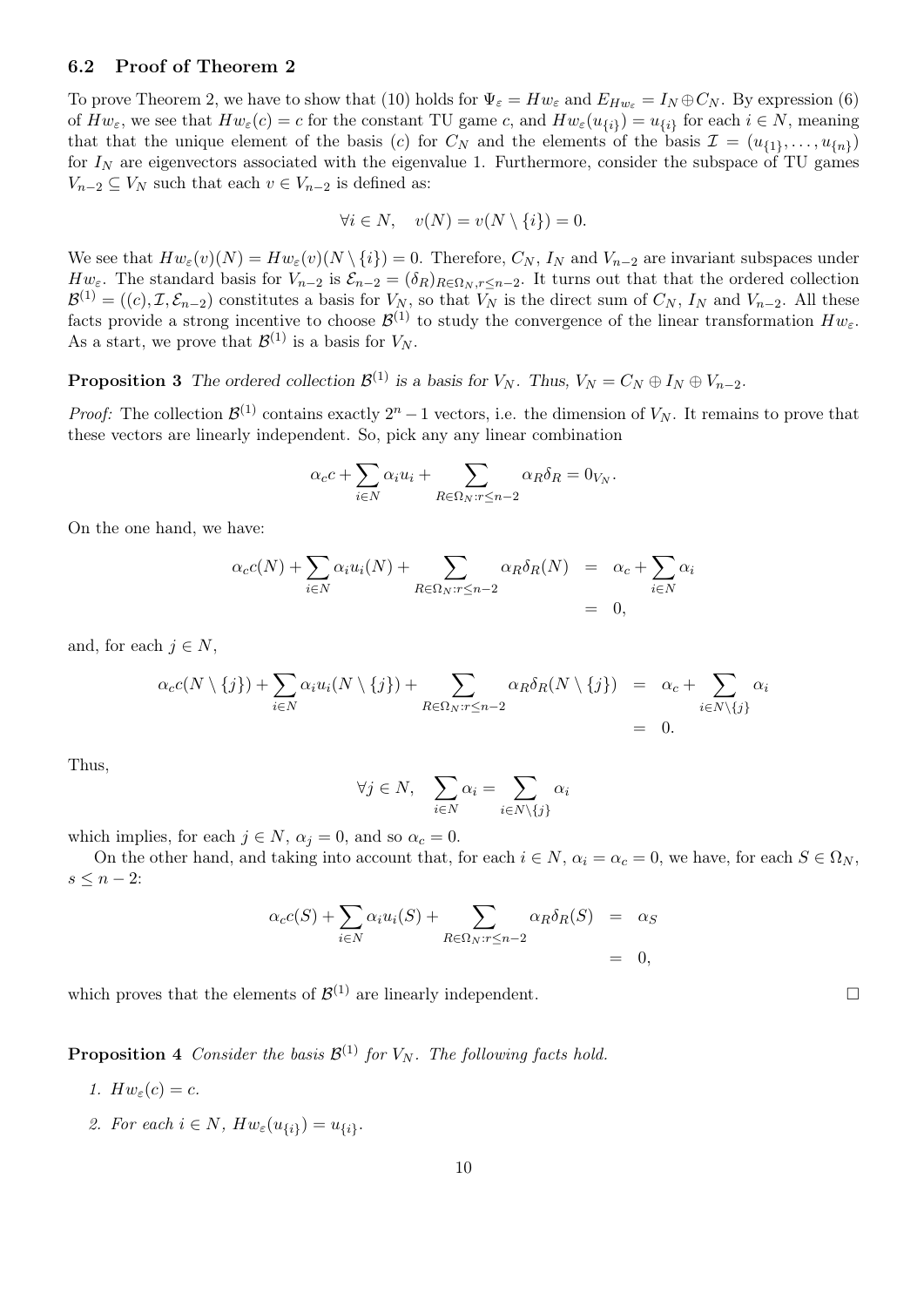### 6.2 Proof of Theorem 2

To prove Theorem 2, we have to show that (10) holds for $\Psi_\varepsilon = Hw_\varepsilon$ and $E_{Hw_\varepsilon} = I_N \oplus C_N$. By expression (6) of $Hw_\varepsilon$, we see that $Hw_\varepsilon(c) = c$ for the constant TU game $c$, and $Hw_\varepsilon(u_{\{i\}}) = u_{\{i\}}$ for each $i \in N$, meaning that that the unique element of the basis $(c)$ for $C_N$ and the elements of the basis $\mathcal{I} = (u_{\{1\}}, \ldots, u_{\{n\}})$ for $I_N$ are eigenvectors associated with the eigenvalue 1. Furthermore, consider the subspace of TU games $V_{n-2} \subseteq V_N$ such that each $v \in V_{n-2}$ is defined as:

$$\forall i \in N, \quad v(N) = v(N \setminus \{i\}) = 0.$$

We see that $Hw_\varepsilon(v)(N) = Hw_\varepsilon(v)(N \setminus \{i\}) = 0$. Therefore, $C_N$, $I_N$ and $V_{n-2}$ are invariant subspaces under $Hw_\varepsilon$. The standard basis for $V_{n-2}$ is $\mathcal{E}_{n-2} = (\delta_R)_{R \in \Omega_N, r \leq n-2}$. It turns out that that the ordered collection $\mathcal{B}^{(1)} = ((c), \mathcal{I}, \mathcal{E}_{n-2})$ constitutes a basis for $V_N$, so that $V_N$ is the direct sum of $C_N$, $I_N$ and $V_{n-2}$. All these facts provide a strong incentive to choose $\mathcal{B}^{(1)}$ to study the convergence of the linear transformation $Hw_\varepsilon$. As a start, we prove that $\mathcal{B}^{(1)}$ is a basis for $V_N$.

**Proposition 3** *The ordered collection $\mathcal{B}^{(1)}$ is a basis for $V_N$. Thus, $V_N = C_N \oplus I_N \oplus V_{n-2}$.*

*Proof:* The collection $\mathcal{B}^{(1)}$ contains exactly $2^n - 1$ vectors, i.e. the dimension of $V_N$. It remains to prove that these vectors are linearly independent. So, pick any any linear combination

$$\alpha_c c + \sum_{i \in N} \alpha_i u_i + \sum_{R \in \Omega_N : r \leq n-2} \alpha_R \delta_R = 0_{V_N}.$$

On the one hand, we have:

$$\begin{aligned} \alpha_c c(N) + \sum_{i \in N} \alpha_i u_i(N) + \sum_{R \in \Omega_N : r \leq n-2} \alpha_R \delta_R(N) &= \alpha_c + \sum_{i \in N} \alpha_i \\ &= 0, \end{aligned}$$

and, for each $j \in N$,

$$\begin{aligned} \alpha_c c(N \setminus \{j\}) + \sum_{i \in N} \alpha_i u_i(N \setminus \{j\}) + \sum_{R \in \Omega_N : r \leq n-2} \alpha_R \delta_R(N \setminus \{j\}) &= \alpha_c + \sum_{i \in N \setminus \{j\}} \alpha_i \\ &= 0. \end{aligned}$$

Thus,

$$\forall j \in N, \quad \sum_{i \in N} \alpha_i = \sum_{i \in N \setminus \{j\}} \alpha_i$$

which implies, for each $j \in N$, $\alpha_j = 0$, and so $\alpha_c = 0$.

On the other hand, and taking into account that, for each $i \in N$, $\alpha_i = \alpha_c = 0$, we have, for each $S \in \Omega_N$, $s \leq n-2$:

$$\begin{aligned} \alpha_c c(S) + \sum_{i \in N} \alpha_i u_i(S) + \sum_{R \in \Omega_N : r \leq n-2} \alpha_R \delta_R(S) &= \alpha_S \\ &= 0, \end{aligned}$$

which proves that the elements of $\mathcal{B}^{(1)}$ are linearly independent. □

**Proposition 4** *Consider the basis $\mathcal{B}^{(1)}$ for $V_N$. The following facts hold.*

1. *$Hw_\varepsilon(c) = c$.*
2. *For each $i \in N$, $Hw_\varepsilon(u_{\{i\}}) = u_{\{i\}}$.*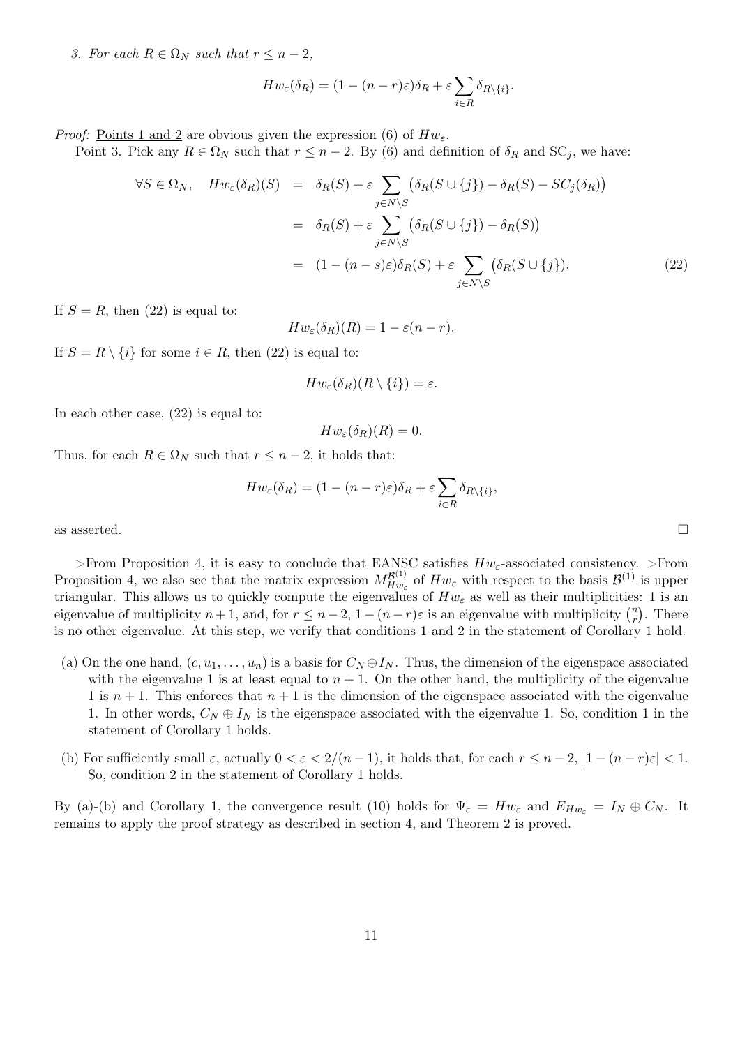*3. For each $R \in \Omega_N$ such that $r \leq n-2$,*

$$Hw_\varepsilon(\delta_R) = (1-(n-r)\varepsilon)\delta_R + \varepsilon \sum_{i \in R} \delta_{R \setminus \{i\}}.$$

*Proof:* Points 1 and 2 are obvious given the expression (6) of $Hw_\varepsilon$.

Point 3. Pick any $R \in \Omega_N$ such that $r \leq n-2$. By (6) and definition of $\delta_R$ and $\mathrm{SC}_j$, we have:

$$\begin{aligned}
\forall S \in \Omega_N, \quad Hw_\varepsilon(\delta_R)(S) &= \delta_R(S) + \varepsilon \sum_{j \in N \setminus S} \big(\delta_R(S \cup \{j\}) - \delta_R(S) - SC_j(\delta_R)\big) \\
&= \delta_R(S) + \varepsilon \sum_{j \in N \setminus S} \big(\delta_R(S \cup \{j\}) - \delta_R(S)\big) \\
&= (1-(n-s)\varepsilon)\delta_R(S) + \varepsilon \sum_{j \in N \setminus S} \big(\delta_R(S \cup \{j\}). \qquad (22)
\end{aligned}$$

If $S = R$, then (22) is equal to:

$$Hw_\varepsilon(\delta_R)(R) = 1 - \varepsilon(n-r).$$

If $S = R \setminus \{i\}$ for some $i \in R$, then (22) is equal to:

$$Hw_\varepsilon(\delta_R)(R \setminus \{i\}) = \varepsilon.$$

In each other case, (22) is equal to:

$$Hw_\varepsilon(\delta_R)(R) = 0.$$

Thus, for each $R \in \Omega_N$ such that $r \leq n-2$, it holds that:

$$Hw_\varepsilon(\delta_R) = (1-(n-r)\varepsilon)\delta_R + \varepsilon \sum_{i \in R} \delta_{R \setminus \{i\}},$$

as asserted. □

>From Proposition 4, it is easy to conclude that EANSC satisfies $Hw_\varepsilon$-associated consistency. >From Proposition 4, we also see that the matrix expression $M_{Hw_\varepsilon}^{\mathcal{B}^{(1)}}$ of $Hw_\varepsilon$ with respect to the basis $\mathcal{B}^{(1)}$ is upper triangular. This allows us to quickly compute the eigenvalues of $Hw_\varepsilon$ as well as their multiplicities: 1 is an eigenvalue of multiplicity $n+1$, and, for $r \leq n-2$, $1-(n-r)\varepsilon$ is an eigenvalue with multiplicity $\binom{n}{r}$. There is no other eigenvalue. At this step, we verify that conditions 1 and 2 in the statement of Corollary 1 hold.

(a) On the one hand, $(c, u_1, \ldots, u_n)$ is a basis for $C_N \oplus I_N$. Thus, the dimension of the eigenspace associated with the eigenvalue 1 is at least equal to $n+1$. On the other hand, the multiplicity of the eigenvalue 1 is $n+1$. This enforces that $n+1$ is the dimension of the eigenspace associated with the eigenvalue 1. In other words, $C_N \oplus I_N$ is the eigenspace associated with the eigenvalue 1. So, condition 1 in the statement of Corollary 1 holds.

(b) For sufficiently small $\varepsilon$, actually $0 < \varepsilon < 2/(n-1)$, it holds that, for each $r \leq n-2$, $|1-(n-r)\varepsilon| < 1$. So, condition 2 in the statement of Corollary 1 holds.

By (a)-(b) and Corollary 1, the convergence result (10) holds for $\Psi_\varepsilon = Hw_\varepsilon$ and $E_{Hw_\varepsilon} = I_N \oplus C_N$. It remains to apply the proof strategy as described in section 4, and Theorem 2 is proved.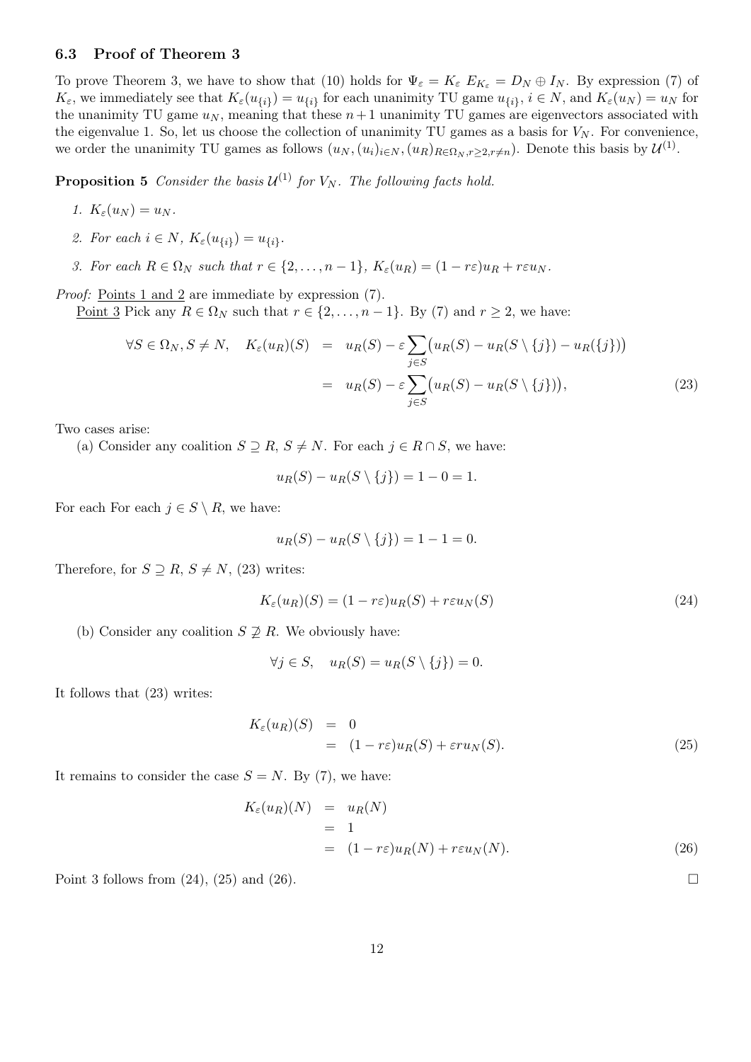### 6.3 Proof of Theorem 3

To prove Theorem 3, we have to show that (10) holds for $\Psi_\varepsilon = K_\varepsilon \; E_{K_\varepsilon} = D_N \oplus I_N$. By expression (7) of $K_\varepsilon$, we immediately see that $K_\varepsilon(u_{\{i\}}) = u_{\{i\}}$ for each unanimity TU game $u_{\{i\}}$, $i \in N$, and $K_\varepsilon(u_N) = u_N$ for the unanimity TU game $u_N$, meaning that these $n+1$ unanimity TU games are eigenvectors associated with the eigenvalue 1. So, let us choose the collection of unanimity TU games as a basis for $V_N$. For convenience, we order the unanimity TU games as follows $(u_N, (u_i)_{i\in N}, (u_R)_{R\in\Omega_N, r\geq 2, r\neq n})$. Denote this basis by $\mathcal{U}^{(1)}$.

**Proposition 5** *Consider the basis $\mathcal{U}^{(1)}$ for $V_N$. The following facts hold.*

1. *$K_\varepsilon(u_N) = u_N$.*
2. *For each $i \in N$, $K_\varepsilon(u_{\{i\}}) = u_{\{i\}}$.*
3. *For each $R \in \Omega_N$ such that $r \in \{2, \ldots, n-1\}$, $K_\varepsilon(u_R) = (1 - r\varepsilon)u_R + r\varepsilon u_N$.*

*Proof:* Points 1 and 2 are immediate by expression (7).

Point 3 Pick any $R \in \Omega_N$ such that $r \in \{2, \ldots, n-1\}$. By (7) and $r \geq 2$, we have:

$$\begin{aligned}
\forall S \in \Omega_N, S \neq N, \quad K_\varepsilon(u_R)(S) &= u_R(S) - \varepsilon \sum_{j\in S} \big(u_R(S) - u_R(S\setminus\{j\}) - u_R(\{j\})\big) \\
&= u_R(S) - \varepsilon \sum_{j\in S} \big(u_R(S) - u_R(S\setminus\{j\})\big), \qquad (23)
\end{aligned}$$

Two cases arise:

(a) Consider any coalition $S \supseteq R$, $S \neq N$. For each $j \in R \cap S$, we have:

$$u_R(S) - u_R(S\setminus\{j\}) = 1 - 0 = 1.$$

For each For each $j \in S \setminus R$, we have:

$$u_R(S) - u_R(S\setminus\{j\}) = 1 - 1 = 0.$$

Therefore, for $S \supseteq R$, $S \neq N$, (23) writes:

$$K_\varepsilon(u_R)(S) = (1 - r\varepsilon)u_R(S) + r\varepsilon u_N(S) \qquad (24)$$

(b) Consider any coalition $S \not\supseteq R$. We obviously have:

$$\forall j \in S, \quad u_R(S) = u_R(S\setminus\{j\}) = 0.$$

It follows that (23) writes:

$$\begin{aligned}
K_\varepsilon(u_R)(S) &= 0 \\
&= (1 - r\varepsilon)u_R(S) + \varepsilon r u_N(S). \qquad (25)
\end{aligned}$$

It remains to consider the case $S = N$. By (7), we have:

$$\begin{aligned}
K_\varepsilon(u_R)(N) &= u_R(N) \\
&= 1 \\
&= (1 - r\varepsilon)u_R(N) + r\varepsilon u_N(N). \qquad (26)
\end{aligned}$$

Point 3 follows from (24), (25) and (26). $\square$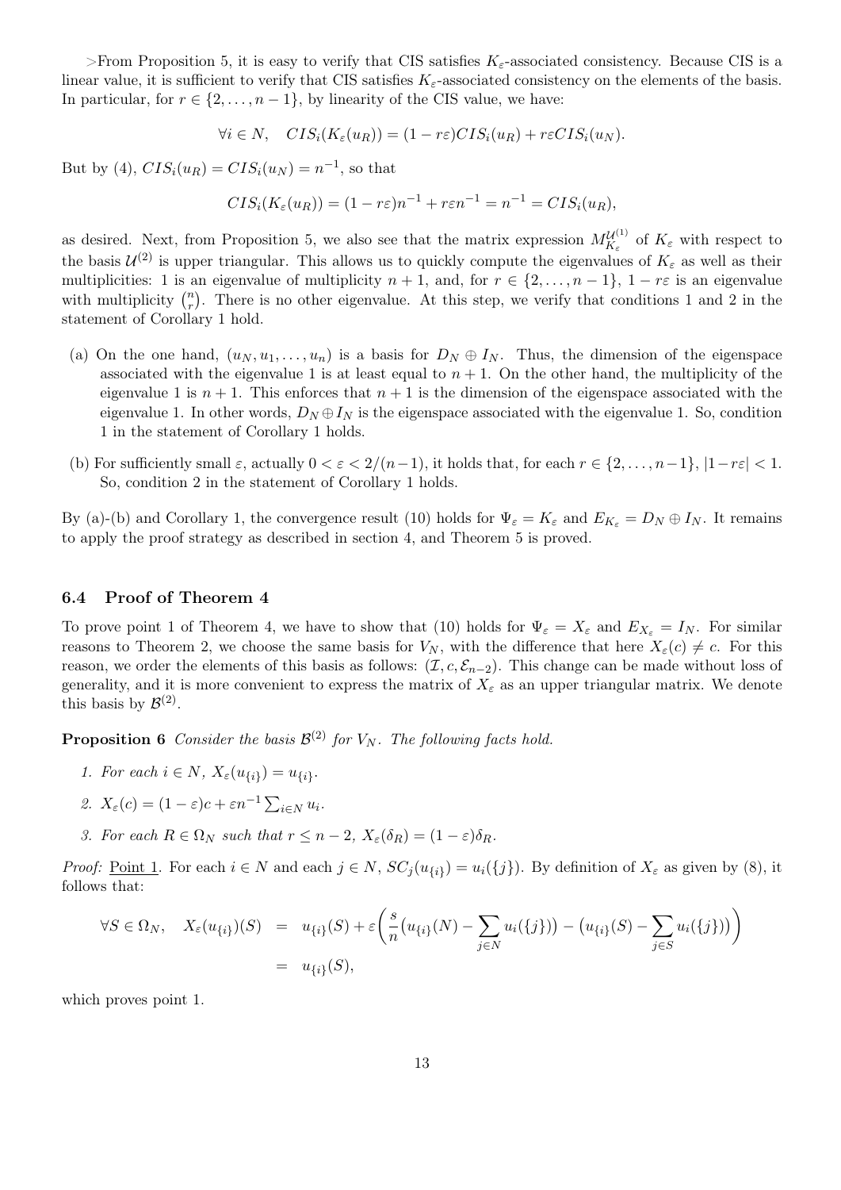>From Proposition 5, it is easy to verify that CIS satisfies $K_\varepsilon$-associated consistency. Because CIS is a linear value, it is sufficient to verify that CIS satisfies $K_\varepsilon$-associated consistency on the elements of the basis. In particular, for $r \in \{2, \ldots, n-1\}$, by linearity of the CIS value, we have:

$$\forall i \in N, \quad CIS_i(K_\varepsilon(u_R)) = (1 - r\varepsilon)CIS_i(u_R) + r\varepsilon CIS_i(u_N).$$

But by (4), $CIS_i(u_R) = CIS_i(u_N) = n^{-1}$, so that

$$CIS_i(K_\varepsilon(u_R)) = (1 - r\varepsilon)n^{-1} + r\varepsilon n^{-1} = n^{-1} = CIS_i(u_R),$$

as desired. Next, from Proposition 5, we also see that the matrix expression $M_{K_\varepsilon}^{\mathcal{U}^{(1)}}$ of $K_\varepsilon$ with respect to the basis $\mathcal{U}^{(2)}$ is upper triangular. This allows us to quickly compute the eigenvalues of $K_\varepsilon$ as well as their multiplicities: 1 is an eigenvalue of multiplicity $n+1$, and, for $r \in \{2, \ldots, n-1\}$, $1 - r\varepsilon$ is an eigenvalue with multiplicity $\binom{n}{r}$. There is no other eigenvalue. At this step, we verify that conditions 1 and 2 in the statement of Corollary 1 hold.

(a) On the one hand, $(u_N, u_1, \ldots, u_n)$ is a basis for $D_N \oplus I_N$. Thus, the dimension of the eigenspace associated with the eigenvalue 1 is at least equal to $n+1$. On the other hand, the multiplicity of the eigenvalue 1 is $n+1$. This enforces that $n+1$ is the dimension of the eigenspace associated with the eigenvalue 1. In other words, $D_N \oplus I_N$ is the eigenspace associated with the eigenvalue 1. So, condition 1 in the statement of Corollary 1 holds.

(b) For sufficiently small $\varepsilon$, actually $0 < \varepsilon < 2/(n-1)$, it holds that, for each $r \in \{2, \ldots, n-1\}$, $|1 - r\varepsilon| < 1$. So, condition 2 in the statement of Corollary 1 holds.

By (a)-(b) and Corollary 1, the convergence result (10) holds for $\Psi_\varepsilon = K_\varepsilon$ and $E_{K_\varepsilon} = D_N \oplus I_N$. It remains to apply the proof strategy as described in section 4, and Theorem 5 is proved.

### 6.4 Proof of Theorem 4

To prove point 1 of Theorem 4, we have to show that (10) holds for $\Psi_\varepsilon = X_\varepsilon$ and $E_{X_\varepsilon} = I_N$. For similar reasons to Theorem 2, we choose the same basis for $V_N$, with the difference that here $X_\varepsilon(c) \neq c$. For this reason, we order the elements of this basis as follows: $(\mathcal{I}, c, \mathcal{E}_{n-2})$. This change can be made without loss of generality, and it is more convenient to express the matrix of $X_\varepsilon$ as an upper triangular matrix. We denote this basis by $\mathcal{B}^{(2)}$.

**Proposition 6** *Consider the basis $\mathcal{B}^{(2)}$ for $V_N$. The following facts hold.*

1. *For each $i \in N$, $X_\varepsilon(u_{\{i\}}) = u_{\{i\}}$.*
2. *$X_\varepsilon(c) = (1 - \varepsilon)c + \varepsilon n^{-1} \sum_{i \in N} u_i$.*
3. *For each $R \in \Omega_N$ such that $r \leq n-2$, $X_\varepsilon(\delta_R) = (1 - \varepsilon)\delta_R$.*

*Proof:* Point 1. For each $i \in N$ and each $j \in N$, $SC_j(u_{\{i\}}) = u_i(\{j\})$. By definition of $X_\varepsilon$ as given by (8), it follows that:

$$\begin{aligned}
\forall S \in \Omega_N, \quad X_\varepsilon(u_{\{i\}})(S) &= u_{\{i\}}(S) + \varepsilon \bigg( \frac{s}{n}\big(u_{\{i\}}(N) - \sum_{j \in N} u_i(\{j\})\big) - \big(u_{\{i\}}(S) - \sum_{j \in S} u_i(\{j\})\big) \bigg) \\
&= u_{\{i\}}(S),
\end{aligned}$$

which proves point 1.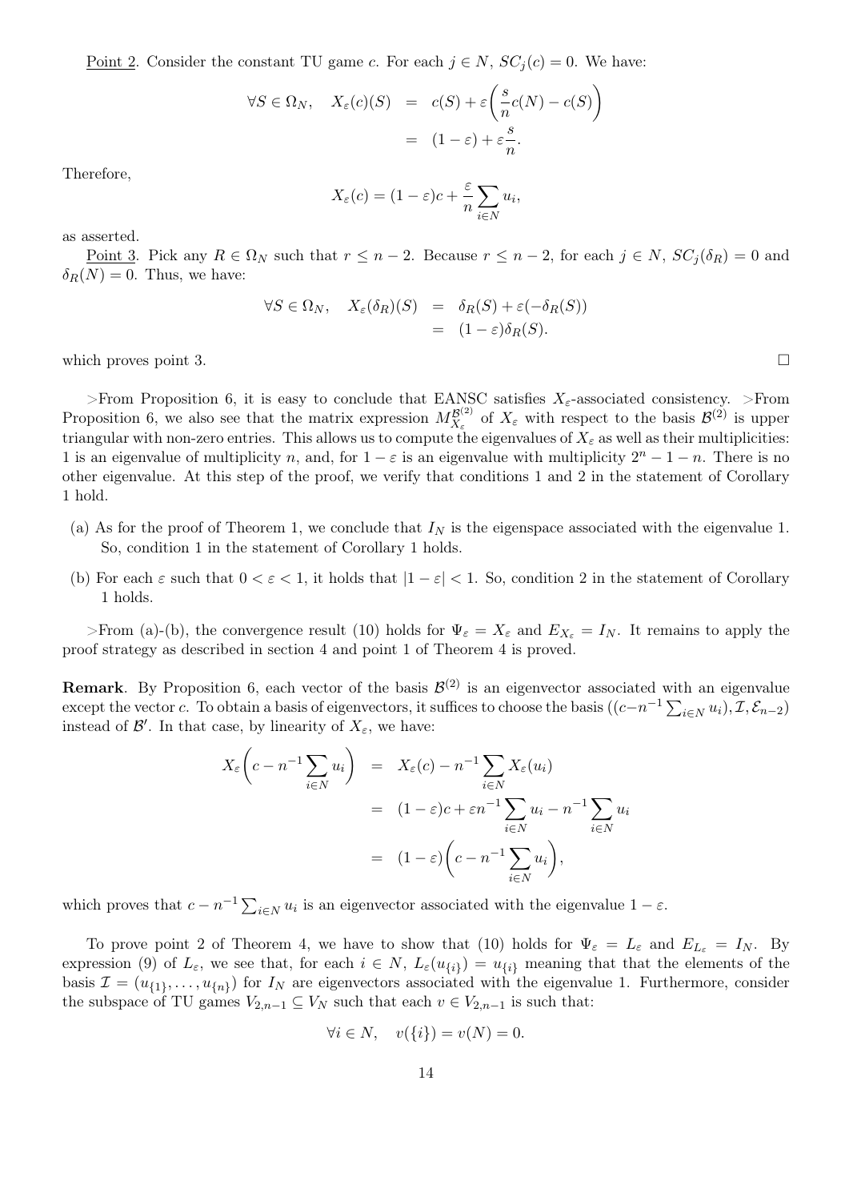Point 2. Consider the constant TU game $c$. For each $j \in N$, $SC_j(c) = 0$. We have:

$$\forall S \in \Omega_N, \quad X_\varepsilon(c)(S) \;=\; c(S) + \varepsilon\bigg(\frac{s}{n}c(N) - c(S)\bigg) \\ \;=\; (1-\varepsilon) + \varepsilon\frac{s}{n}.$$

Therefore,

$$X_\varepsilon(c) = (1-\varepsilon)c + \frac{\varepsilon}{n}\sum_{i\in N} u_i,$$

as asserted.

Point 3. Pick any $R \in \Omega_N$ such that $r \leq n-2$. Because $r \leq n-2$, for each $j \in N$, $SC_j(\delta_R) = 0$ and $\delta_R(N) = 0$. Thus, we have:

$$\forall S \in \Omega_N, \quad X_\varepsilon(\delta_R)(S) \;=\; \delta_R(S) + \varepsilon(-\delta_R(S)) \\ \;=\; (1-\varepsilon)\delta_R(S).$$

which proves point 3. □

>From Proposition 6, it is easy to conclude that EANSC satisfies $X_\varepsilon$-associated consistency. >From Proposition 6, we also see that the matrix expression $M^{\mathcal{B}^{(2)}}_{X_\varepsilon}$ of $X_\varepsilon$ with respect to the basis $\mathcal{B}^{(2)}$ is upper triangular with non-zero entries. This allows us to compute the eigenvalues of $X_\varepsilon$ as well as their multiplicities: 1 is an eigenvalue of multiplicity $n$, and, for $1-\varepsilon$ is an eigenvalue with multiplicity $2^n - 1 - n$. There is no other eigenvalue. At this step of the proof, we verify that conditions 1 and 2 in the statement of Corollary 1 hold.

(a) As for the proof of Theorem 1, we conclude that $I_N$ is the eigenspace associated with the eigenvalue 1. So, condition 1 in the statement of Corollary 1 holds.

(b) For each $\varepsilon$ such that $0 < \varepsilon < 1$, it holds that $|1-\varepsilon| < 1$. So, condition 2 in the statement of Corollary 1 holds.

>From (a)-(b), the convergence result (10) holds for $\Psi_\varepsilon = X_\varepsilon$ and $E_{X_\varepsilon} = I_N$. It remains to apply the proof strategy as described in section 4 and point 1 of Theorem 4 is proved.

**Remark**. By Proposition 6, each vector of the basis $\mathcal{B}^{(2)}$ is an eigenvector associated with an eigenvalue except the vector $c$. To obtain a basis of eigenvectors, it suffices to choose the basis $((c - n^{-1}\sum_{i\in N} u_i), \mathcal{I}, \mathcal{E}_{n-2})$ instead of $\mathcal{B}'$. In that case, by linearity of $X_\varepsilon$, we have:

$$X_\varepsilon\bigg(c - n^{-1}\sum_{i\in N} u_i\bigg) \;=\; X_\varepsilon(c) - n^{-1}\sum_{i\in N} X_\varepsilon(u_i) \\ \;=\; (1-\varepsilon)c + \varepsilon n^{-1}\sum_{i\in N} u_i - n^{-1}\sum_{i\in N} u_i \\ \;=\; (1-\varepsilon)\bigg(c - n^{-1}\sum_{i\in N} u_i\bigg),$$

which proves that $c - n^{-1}\sum_{i\in N} u_i$ is an eigenvector associated with the eigenvalue $1-\varepsilon$.

To prove point 2 of Theorem 4, we have to show that (10) holds for $\Psi_\varepsilon = L_\varepsilon$ and $E_{L_\varepsilon} = I_N$. By expression (9) of $L_\varepsilon$, we see that, for each $i \in N$, $L_\varepsilon(u_{\{i\}}) = u_{\{i\}}$ meaning that that the elements of the basis $\mathcal{I} = (u_{\{1\}}, \ldots, u_{\{n\}})$ for $I_N$ are eigenvectors associated with the eigenvalue 1. Furthermore, consider the subspace of TU games $V_{2,n-1} \subseteq V_N$ such that each $v \in V_{2,n-1}$ is such that:

$$\forall i \in N, \quad v(\{i\}) = v(N) = 0.$$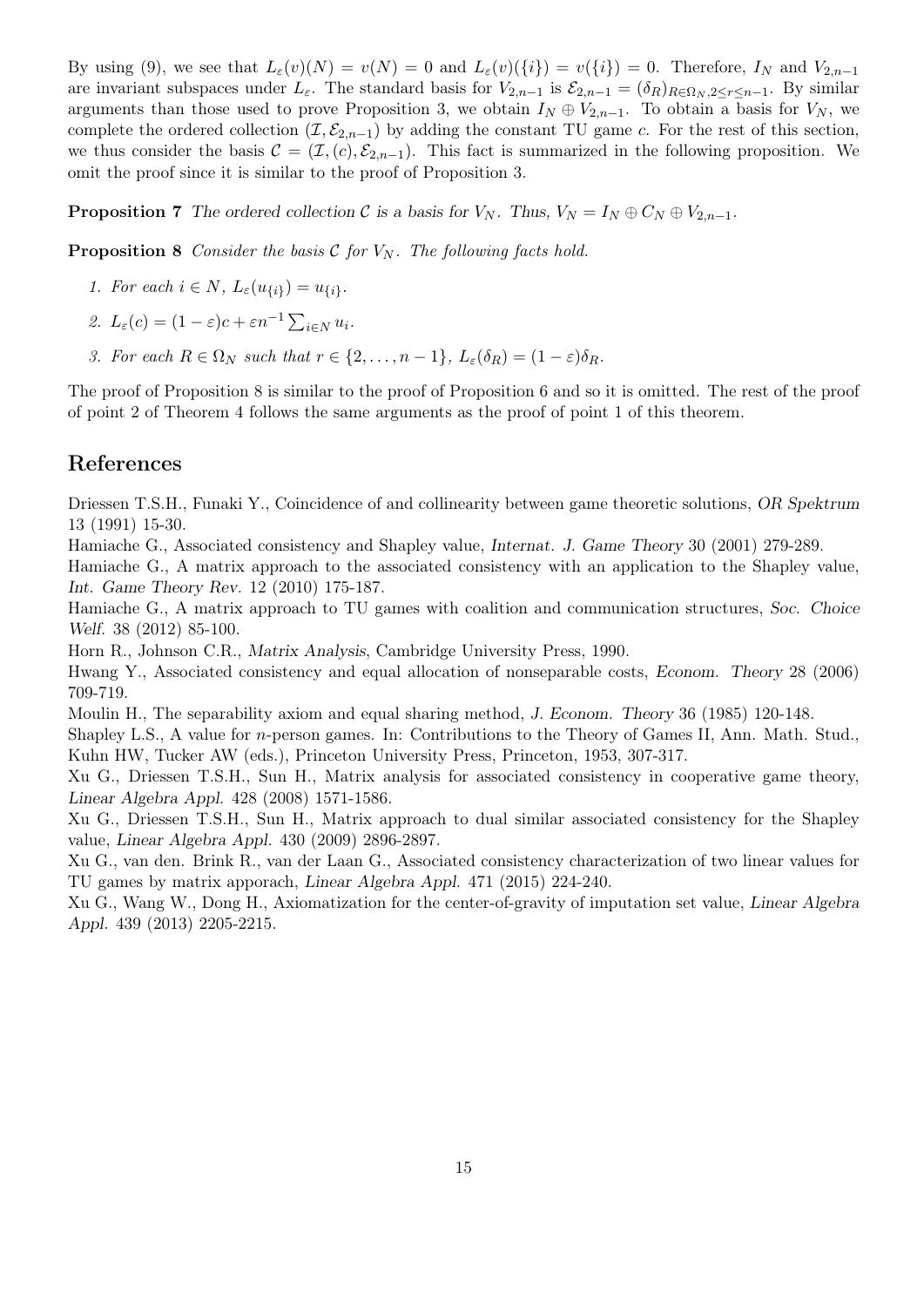By using (9), we see that $L_\varepsilon(v)(N) = v(N) = 0$ and $L_\varepsilon(v)(\{i\}) = v(\{i\}) = 0$. Therefore, $I_N$ and $V_{2,n-1}$ are invariant subspaces under $L_\varepsilon$. The standard basis for $V_{2,n-1}$ is $\mathcal{E}_{2,n-1} = (\delta_R)_{R\in\Omega_N, 2\leq r\leq n-1}$. By similar arguments than those used to prove Proposition 3, we obtain $I_N \oplus V_{2,n-1}$. To obtain a basis for $V_N$, we complete the ordered collection $(\mathcal{I}, \mathcal{E}_{2,n-1})$ by adding the constant TU game $c$. For the rest of this section, we thus consider the basis $\mathcal{C} = (\mathcal{I}, (c), \mathcal{E}_{2,n-1})$. This fact is summarized in the following proposition. We omit the proof since it is similar to the proof of Proposition 3.

**Proposition 7** *The ordered collection $\mathcal{C}$ is a basis for $V_N$. Thus, $V_N = I_N \oplus C_N \oplus V_{2,n-1}$.*

**Proposition 8** *Consider the basis $\mathcal{C}$ for $V_N$. The following facts hold.*

1. *For each $i \in N$, $L_\varepsilon(u_{\{i\}}) = u_{\{i\}}$.*
2. *$L_\varepsilon(c) = (1-\varepsilon)c + \varepsilon n^{-1} \sum_{i\in N} u_i$.*
3. *For each $R \in \Omega_N$ such that $r \in \{2, \ldots, n-1\}$, $L_\varepsilon(\delta_R) = (1-\varepsilon)\delta_R$.*

The proof of Proposition 8 is similar to the proof of Proposition 6 and so it is omitted. The rest of the proof of point 2 of Theorem 4 follows the same arguments as the proof of point 1 of this theorem.

## References

Driessen T.S.H., Funaki Y., Coincidence of and collinearity between game theoretic solutions, *OR Spektrum* 13 (1991) 15-30.

Hamiache G., Associated consistency and Shapley value, *Internat. J. Game Theory* 30 (2001) 279-289.

Hamiache G., A matrix approach to the associated consistency with an application to the Shapley value, *Int. Game Theory Rev.* 12 (2010) 175-187.

Hamiache G., A matrix approach to TU games with coalition and communication structures, *Soc. Choice Welf.* 38 (2012) 85-100.

Horn R., Johnson C.R., *Matrix Analysis*, Cambridge University Press, 1990.

Hwang Y., Associated consistency and equal allocation of nonseparable costs, *Econom. Theory* 28 (2006) 709-719.

Moulin H., The separability axiom and equal sharing method, *J. Econom. Theory* 36 (1985) 120-148.

Shapley L.S., A value for $n$-person games. In: Contributions to the Theory of Games II, Ann. Math. Stud., Kuhn HW, Tucker AW (eds.), Princeton University Press, Princeton, 1953, 307-317.

Xu G., Driessen T.S.H., Sun H., Matrix analysis for associated consistency in cooperative game theory, *Linear Algebra Appl.* 428 (2008) 1571-1586.

Xu G., Driessen T.S.H., Sun H., Matrix approach to dual similar associated consistency for the Shapley value, *Linear Algebra Appl.* 430 (2009) 2896-2897.

Xu G., van den. Brink R., van der Laan G., Associated consistency characterization of two linear values for TU games by matrix apporach, *Linear Algebra Appl.* 471 (2015) 224-240.

Xu G., Wang W., Dong H., Axiomatization for the center-of-gravity of imputation set value, *Linear Algebra Appl.* 439 (2013) 2205-2215.